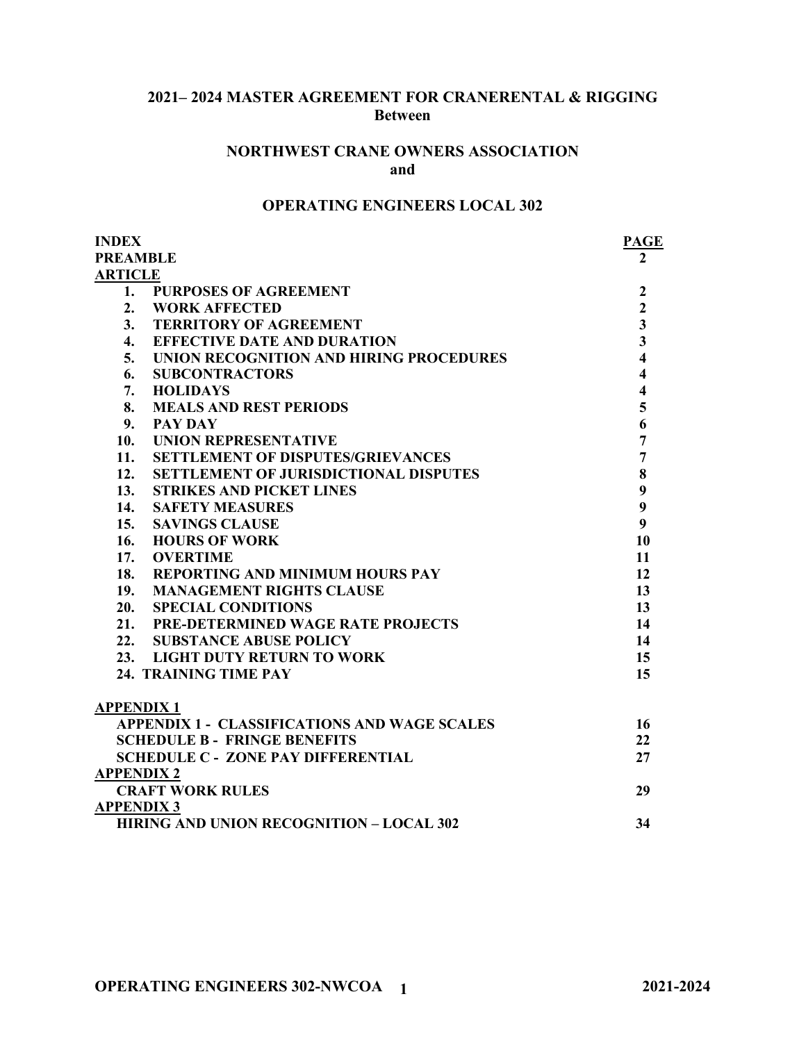# 2021– 2024 MASTER AGREEMENT FOR CRANERENTAL & RIGGING
**Between**

## NORTHWEST CRANE OWNERS ASSOCIATION
**and**

## OPERATING ENGINEERS LOCAL 302

| INDEX | PAGE |
|---|---|
| **PREAMBLE** | **2** |
| **ARTICLE** | |
| **1. PURPOSES OF AGREEMENT** | **2** |
| **2. WORK AFFECTED** | **2** |
| **3. TERRITORY OF AGREEMENT** | **3** |
| **4. EFFECTIVE DATE AND DURATION** | **3** |
| **5. UNION RECOGNITION AND HIRING PROCEDURES** | **4** |
| **6. SUBCONTRACTORS** | **4** |
| **7. HOLIDAYS** | **4** |
| **8. MEALS AND REST PERIODS** | **5** |
| **9. PAY DAY** | **6** |
| **10. UNION REPRESENTATIVE** | **7** |
| **11. SETTLEMENT OF DISPUTES/GRIEVANCES** | **7** |
| **12. SETTLEMENT OF JURISDICTIONAL DISPUTES** | **8** |
| **13. STRIKES AND PICKET LINES** | **9** |
| **14. SAFETY MEASURES** | **9** |
| **15. SAVINGS CLAUSE** | **9** |
| **16. HOURS OF WORK** | **10** |
| **17. OVERTIME** | **11** |
| **18. REPORTING AND MINIMUM HOURS PAY** | **12** |
| **19. MANAGEMENT RIGHTS CLAUSE** | **13** |
| **20. SPECIAL CONDITIONS** | **13** |
| **21. PRE-DETERMINED WAGE RATE PROJECTS** | **14** |
| **22. SUBSTANCE ABUSE POLICY** | **14** |
| **23. LIGHT DUTY RETURN TO WORK** | **15** |
| **24. TRAINING TIME PAY** | **15** |
| **APPENDIX 1** | |
| **APPENDIX 1 - CLASSIFICATIONS AND WAGE SCALES** | **16** |
| **SCHEDULE B - FRINGE BENEFITS** | **22** |
| **SCHEDULE C - ZONE PAY DIFFERENTIAL** | **27** |
| **APPENDIX 2** | |
| **CRAFT WORK RULES** | **29** |
| **APPENDIX 3** | |
| **HIRING AND UNION RECOGNITION – LOCAL 302** | **34** |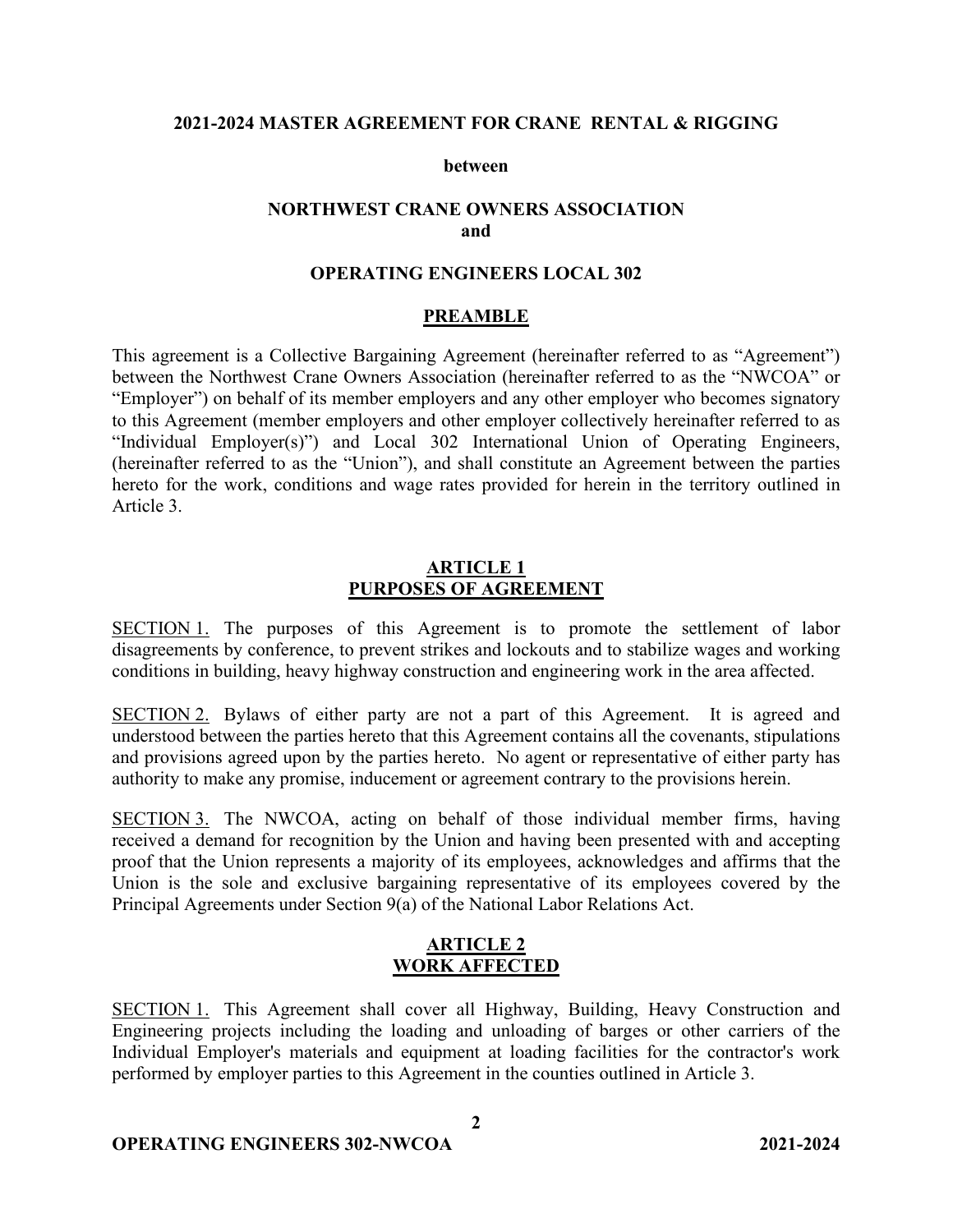**2021-2024 MASTER AGREEMENT FOR CRANE RENTAL & RIGGING**

**between**

**NORTHWEST CRANE OWNERS ASSOCIATION**
**and**

**OPERATING ENGINEERS LOCAL 302**

## PREAMBLE

This agreement is a Collective Bargaining Agreement (hereinafter referred to as "Agreement") between the Northwest Crane Owners Association (hereinafter referred to as the "NWCOA" or "Employer") on behalf of its member employers and any other employer who becomes signatory to this Agreement (member employers and other employer collectively hereinafter referred to as "Individual Employer(s)") and Local 302 International Union of Operating Engineers, (hereinafter referred to as the "Union"), and shall constitute an Agreement between the parties hereto for the work, conditions and wage rates provided for herein in the territory outlined in Article 3.

## ARTICLE 1
## PURPOSES OF AGREEMENT

SECTION 1. The purposes of this Agreement is to promote the settlement of labor disagreements by conference, to prevent strikes and lockouts and to stabilize wages and working conditions in building, heavy highway construction and engineering work in the area affected.

SECTION 2. Bylaws of either party are not a part of this Agreement. It is agreed and understood between the parties hereto that this Agreement contains all the covenants, stipulations and provisions agreed upon by the parties hereto. No agent or representative of either party has authority to make any promise, inducement or agreement contrary to the provisions herein.

SECTION 3. The NWCOA, acting on behalf of those individual member firms, having received a demand for recognition by the Union and having been presented with and accepting proof that the Union represents a majority of its employees, acknowledges and affirms that the Union is the sole and exclusive bargaining representative of its employees covered by the Principal Agreements under Section 9(a) of the National Labor Relations Act.

## ARTICLE 2
## WORK AFFECTED

SECTION 1. This Agreement shall cover all Highway, Building, Heavy Construction and Engineering projects including the loading and unloading of barges or other carriers of the Individual Employer's materials and equipment at loading facilities for the contractor's work performed by employer parties to this Agreement in the counties outlined in Article 3.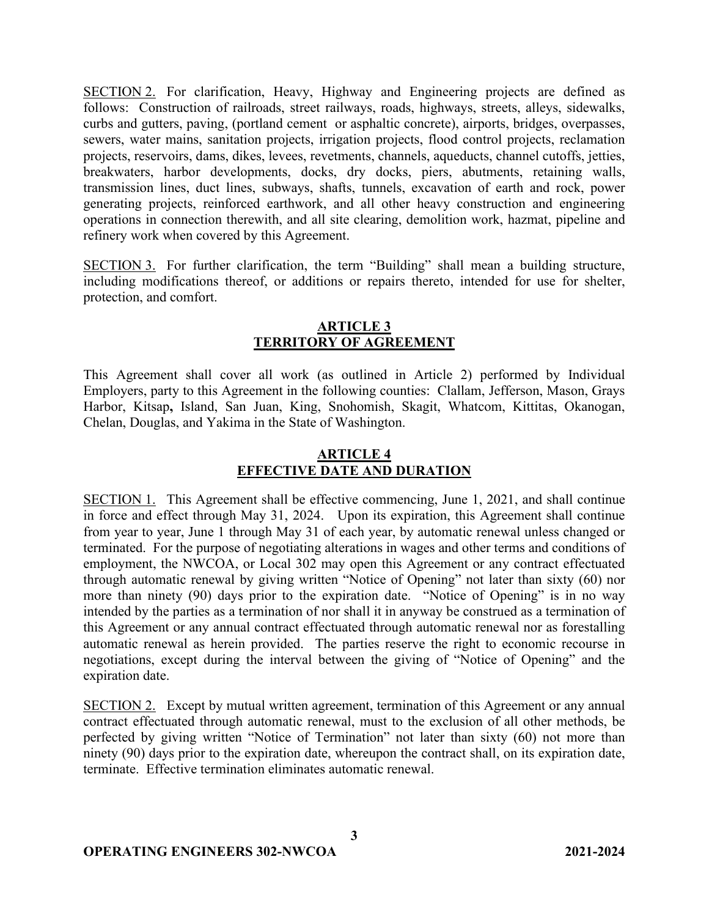SECTION 2. For clarification, Heavy, Highway and Engineering projects are defined as follows: Construction of railroads, street railways, roads, highways, streets, alleys, sidewalks, curbs and gutters, paving, (portland cement or asphaltic concrete), airports, bridges, overpasses, sewers, water mains, sanitation projects, irrigation projects, flood control projects, reclamation projects, reservoirs, dams, dikes, levees, revetments, channels, aqueducts, channel cutoffs, jetties, breakwaters, harbor developments, docks, dry docks, piers, abutments, retaining walls, transmission lines, duct lines, subways, shafts, tunnels, excavation of earth and rock, power generating projects, reinforced earthwork, and all other heavy construction and engineering operations in connection therewith, and all site clearing, demolition work, hazmat, pipeline and refinery work when covered by this Agreement.

SECTION 3. For further clarification, the term "Building" shall mean a building structure, including modifications thereof, or additions or repairs thereto, intended for use for shelter, protection, and comfort.

## ARTICLE 3
## TERRITORY OF AGREEMENT

This Agreement shall cover all work (as outlined in Article 2) performed by Individual Employers, party to this Agreement in the following counties: Clallam, Jefferson, Mason, Grays Harbor, Kitsap, Island, San Juan, King, Snohomish, Skagit, Whatcom, Kittitas, Okanogan, Chelan, Douglas, and Yakima in the State of Washington.

## ARTICLE 4
## EFFECTIVE DATE AND DURATION

SECTION 1. This Agreement shall be effective commencing, June 1, 2021, and shall continue in force and effect through May 31, 2024. Upon its expiration, this Agreement shall continue from year to year, June 1 through May 31 of each year, by automatic renewal unless changed or terminated. For the purpose of negotiating alterations in wages and other terms and conditions of employment, the NWCOA, or Local 302 may open this Agreement or any contract effectuated through automatic renewal by giving written "Notice of Opening" not later than sixty (60) nor more than ninety (90) days prior to the expiration date. "Notice of Opening" is in no way intended by the parties as a termination of nor shall it in anyway be construed as a termination of this Agreement or any annual contract effectuated through automatic renewal nor as forestalling automatic renewal as herein provided. The parties reserve the right to economic recourse in negotiations, except during the interval between the giving of "Notice of Opening" and the expiration date.

SECTION 2. Except by mutual written agreement, termination of this Agreement or any annual contract effectuated through automatic renewal, must to the exclusion of all other methods, be perfected by giving written "Notice of Termination" not later than sixty (60) not more than ninety (90) days prior to the expiration date, whereupon the contract shall, on its expiration date, terminate. Effective termination eliminates automatic renewal.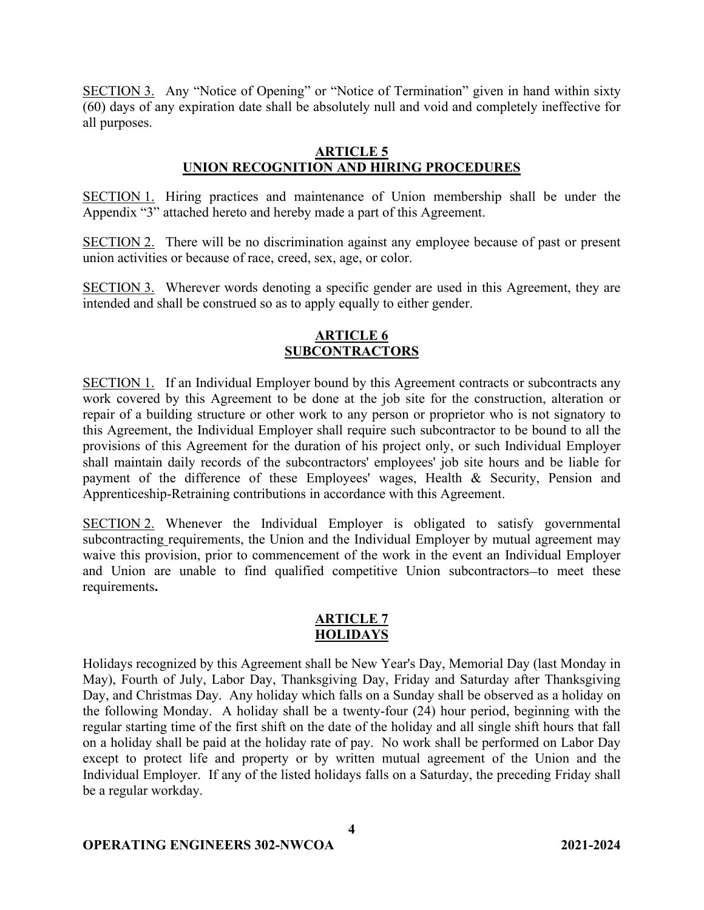SECTION 3. Any "Notice of Opening" or "Notice of Termination" given in hand within sixty (60) days of any expiration date shall be absolutely null and void and completely ineffective for all purposes.

## ARTICLE 5
## UNION RECOGNITION AND HIRING PROCEDURES

SECTION 1. Hiring practices and maintenance of Union membership shall be under the Appendix "3" attached hereto and hereby made a part of this Agreement.

SECTION 2. There will be no discrimination against any employee because of past or present union activities or because of race, creed, sex, age, or color.

SECTION 3. Wherever words denoting a specific gender are used in this Agreement, they are intended and shall be construed so as to apply equally to either gender.

## ARTICLE 6
## SUBCONTRACTORS

SECTION 1. If an Individual Employer bound by this Agreement contracts or subcontracts any work covered by this Agreement to be done at the job site for the construction, alteration or repair of a building structure or other work to any person or proprietor who is not signatory to this Agreement, the Individual Employer shall require such subcontractor to be bound to all the provisions of this Agreement for the duration of his project only, or such Individual Employer shall maintain daily records of the subcontractors' employees' job site hours and be liable for payment of the difference of these Employees' wages, Health & Security, Pension and Apprenticeship-Retraining contributions in accordance with this Agreement.

SECTION 2. Whenever the Individual Employer is obligated to satisfy governmental subcontracting requirements, the Union and the Individual Employer by mutual agreement may waive this provision, prior to commencement of the work in the event an Individual Employer and Union are unable to find qualified competitive Union subcontractors–to meet these requirements**.**

## ARTICLE 7
## HOLIDAYS

Holidays recognized by this Agreement shall be New Year's Day, Memorial Day (last Monday in May), Fourth of July, Labor Day, Thanksgiving Day, Friday and Saturday after Thanksgiving Day, and Christmas Day. Any holiday which falls on a Sunday shall be observed as a holiday on the following Monday. A holiday shall be a twenty-four (24) hour period, beginning with the regular starting time of the first shift on the date of the holiday and all single shift hours that fall on a holiday shall be paid at the holiday rate of pay. No work shall be performed on Labor Day except to protect life and property or by written mutual agreement of the Union and the Individual Employer. If any of the listed holidays falls on a Saturday, the preceding Friday shall be a regular workday.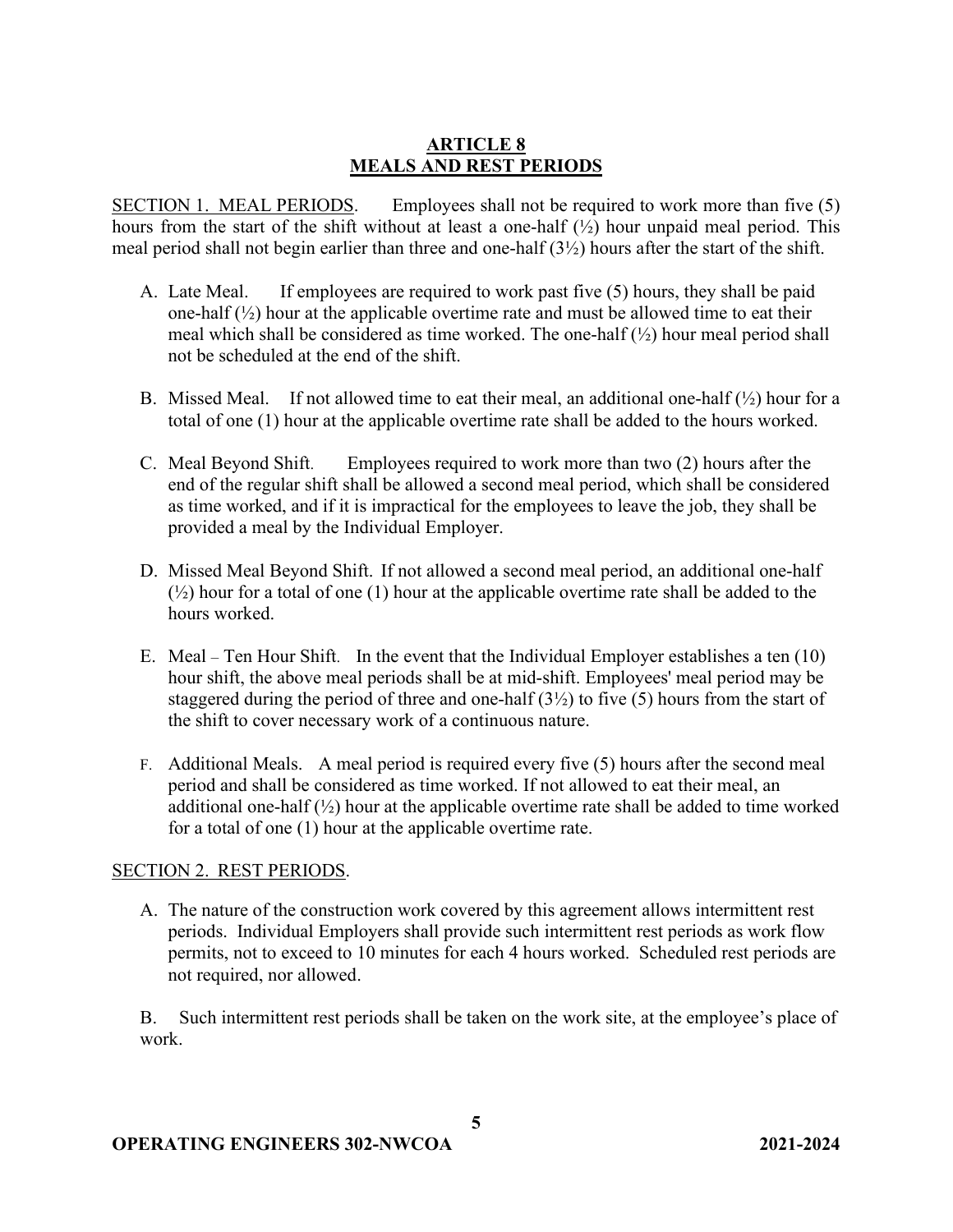## ARTICLE 8
## MEALS AND REST PERIODS

SECTION 1. MEAL PERIODS. Employees shall not be required to work more than five (5) hours from the start of the shift without at least a one-half (½) hour unpaid meal period. This meal period shall not begin earlier than three and one-half (3½) hours after the start of the shift.

A. Late Meal. If employees are required to work past five (5) hours, they shall be paid one-half (½) hour at the applicable overtime rate and must be allowed time to eat their meal which shall be considered as time worked. The one-half (½) hour meal period shall not be scheduled at the end of the shift.

B. Missed Meal. If not allowed time to eat their meal, an additional one-half (½) hour for a total of one (1) hour at the applicable overtime rate shall be added to the hours worked.

C. Meal Beyond Shift. Employees required to work more than two (2) hours after the end of the regular shift shall be allowed a second meal period, which shall be considered as time worked, and if it is impractical for the employees to leave the job, they shall be provided a meal by the Individual Employer.

D. Missed Meal Beyond Shift. If not allowed a second meal period, an additional one-half (½) hour for a total of one (1) hour at the applicable overtime rate shall be added to the hours worked.

E. Meal – Ten Hour Shift. In the event that the Individual Employer establishes a ten (10) hour shift, the above meal periods shall be at mid-shift. Employees' meal period may be staggered during the period of three and one-half (3½) to five (5) hours from the start of the shift to cover necessary work of a continuous nature.

F. Additional Meals. A meal period is required every five (5) hours after the second meal period and shall be considered as time worked. If not allowed to eat their meal, an additional one-half (½) hour at the applicable overtime rate shall be added to time worked for a total of one (1) hour at the applicable overtime rate.

SECTION 2. REST PERIODS.

A. The nature of the construction work covered by this agreement allows intermittent rest periods. Individual Employers shall provide such intermittent rest periods as work flow permits, not to exceed to 10 minutes for each 4 hours worked. Scheduled rest periods are not required, nor allowed.

B. Such intermittent rest periods shall be taken on the work site, at the employee's place of work.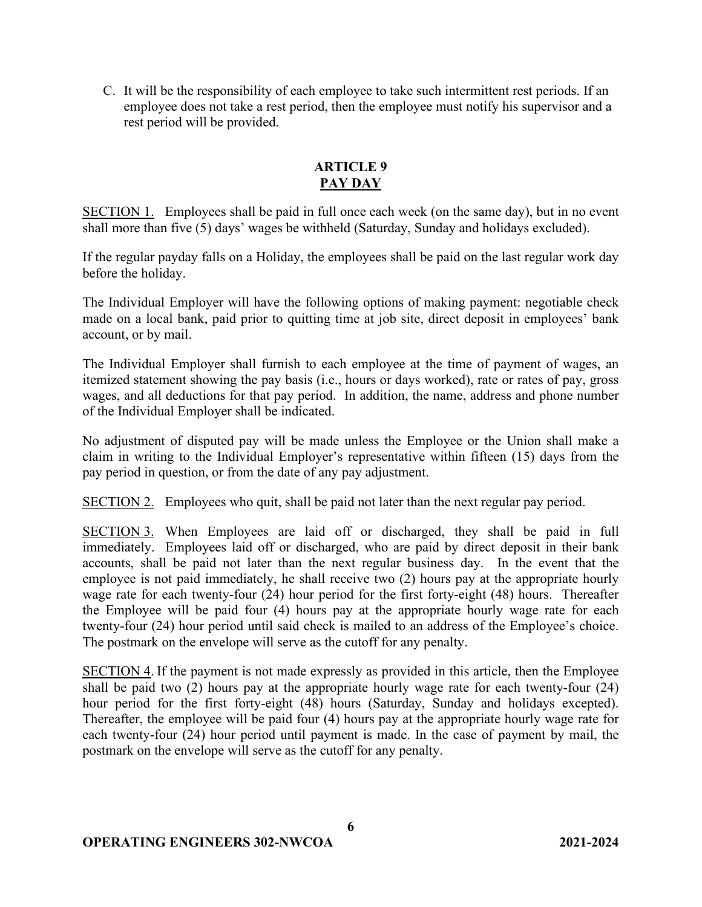C. It will be the responsibility of each employee to take such intermittent rest periods. If an employee does not take a rest period, then the employee must notify his supervisor and a rest period will be provided.

## ARTICLE 9
## PAY DAY

SECTION 1. Employees shall be paid in full once each week (on the same day), but in no event shall more than five (5) days' wages be withheld (Saturday, Sunday and holidays excluded).

If the regular payday falls on a Holiday, the employees shall be paid on the last regular work day before the holiday.

The Individual Employer will have the following options of making payment: negotiable check made on a local bank, paid prior to quitting time at job site, direct deposit in employees' bank account, or by mail.

The Individual Employer shall furnish to each employee at the time of payment of wages, an itemized statement showing the pay basis (i.e., hours or days worked), rate or rates of pay, gross wages, and all deductions for that pay period. In addition, the name, address and phone number of the Individual Employer shall be indicated.

No adjustment of disputed pay will be made unless the Employee or the Union shall make a claim in writing to the Individual Employer's representative within fifteen (15) days from the pay period in question, or from the date of any pay adjustment.

SECTION 2. Employees who quit, shall be paid not later than the next regular pay period.

SECTION 3. When Employees are laid off or discharged, they shall be paid in full immediately. Employees laid off or discharged, who are paid by direct deposit in their bank accounts, shall be paid not later than the next regular business day. In the event that the employee is not paid immediately, he shall receive two (2) hours pay at the appropriate hourly wage rate for each twenty-four (24) hour period for the first forty-eight (48) hours. Thereafter the Employee will be paid four (4) hours pay at the appropriate hourly wage rate for each twenty-four (24) hour period until said check is mailed to an address of the Employee's choice. The postmark on the envelope will serve as the cutoff for any penalty.

SECTION 4. If the payment is not made expressly as provided in this article, then the Employee shall be paid two (2) hours pay at the appropriate hourly wage rate for each twenty-four (24) hour period for the first forty-eight (48) hours (Saturday, Sunday and holidays excepted). Thereafter, the employee will be paid four (4) hours pay at the appropriate hourly wage rate for each twenty-four (24) hour period until payment is made. In the case of payment by mail, the postmark on the envelope will serve as the cutoff for any penalty.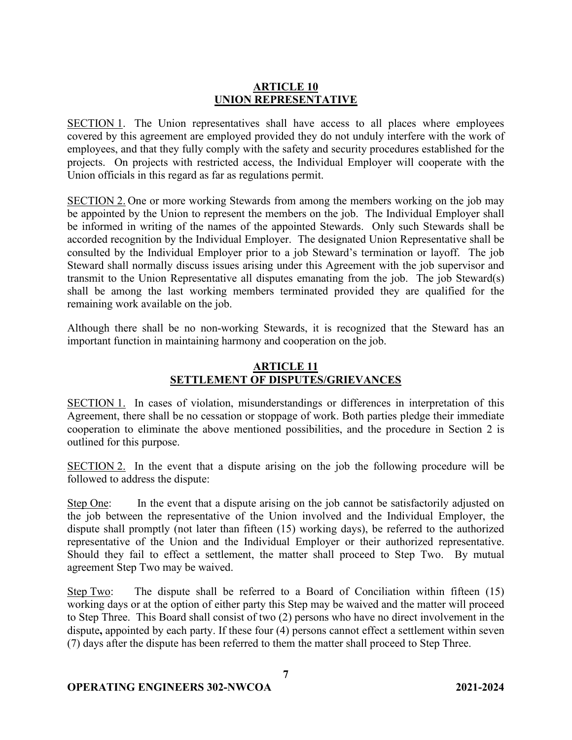## ARTICLE 10
## UNION REPRESENTATIVE

SECTION 1. The Union representatives shall have access to all places where employees covered by this agreement are employed provided they do not unduly interfere with the work of employees, and that they fully comply with the safety and security procedures established for the projects. On projects with restricted access, the Individual Employer will cooperate with the Union officials in this regard as far as regulations permit.

SECTION 2. One or more working Stewards from among the members working on the job may be appointed by the Union to represent the members on the job. The Individual Employer shall be informed in writing of the names of the appointed Stewards. Only such Stewards shall be accorded recognition by the Individual Employer. The designated Union Representative shall be consulted by the Individual Employer prior to a job Steward's termination or layoff. The job Steward shall normally discuss issues arising under this Agreement with the job supervisor and transmit to the Union Representative all disputes emanating from the job. The job Steward(s) shall be among the last working members terminated provided they are qualified for the remaining work available on the job.

Although there shall be no non-working Stewards, it is recognized that the Steward has an important function in maintaining harmony and cooperation on the job.

## ARTICLE 11
## SETTLEMENT OF DISPUTES/GRIEVANCES

SECTION 1. In cases of violation, misunderstandings or differences in interpretation of this Agreement, there shall be no cessation or stoppage of work. Both parties pledge their immediate cooperation to eliminate the above mentioned possibilities, and the procedure in Section 2 is outlined for this purpose.

SECTION 2. In the event that a dispute arising on the job the following procedure will be followed to address the dispute:

Step One: In the event that a dispute arising on the job cannot be satisfactorily adjusted on the job between the representative of the Union involved and the Individual Employer, the dispute shall promptly (not later than fifteen (15) working days), be referred to the authorized representative of the Union and the Individual Employer or their authorized representative. Should they fail to effect a settlement, the matter shall proceed to Step Two. By mutual agreement Step Two may be waived.

Step Two: The dispute shall be referred to a Board of Conciliation within fifteen (15) working days or at the option of either party this Step may be waived and the matter will proceed to Step Three. This Board shall consist of two (2) persons who have no direct involvement in the dispute**,** appointed by each party. If these four (4) persons cannot effect a settlement within seven (7) days after the dispute has been referred to them the matter shall proceed to Step Three.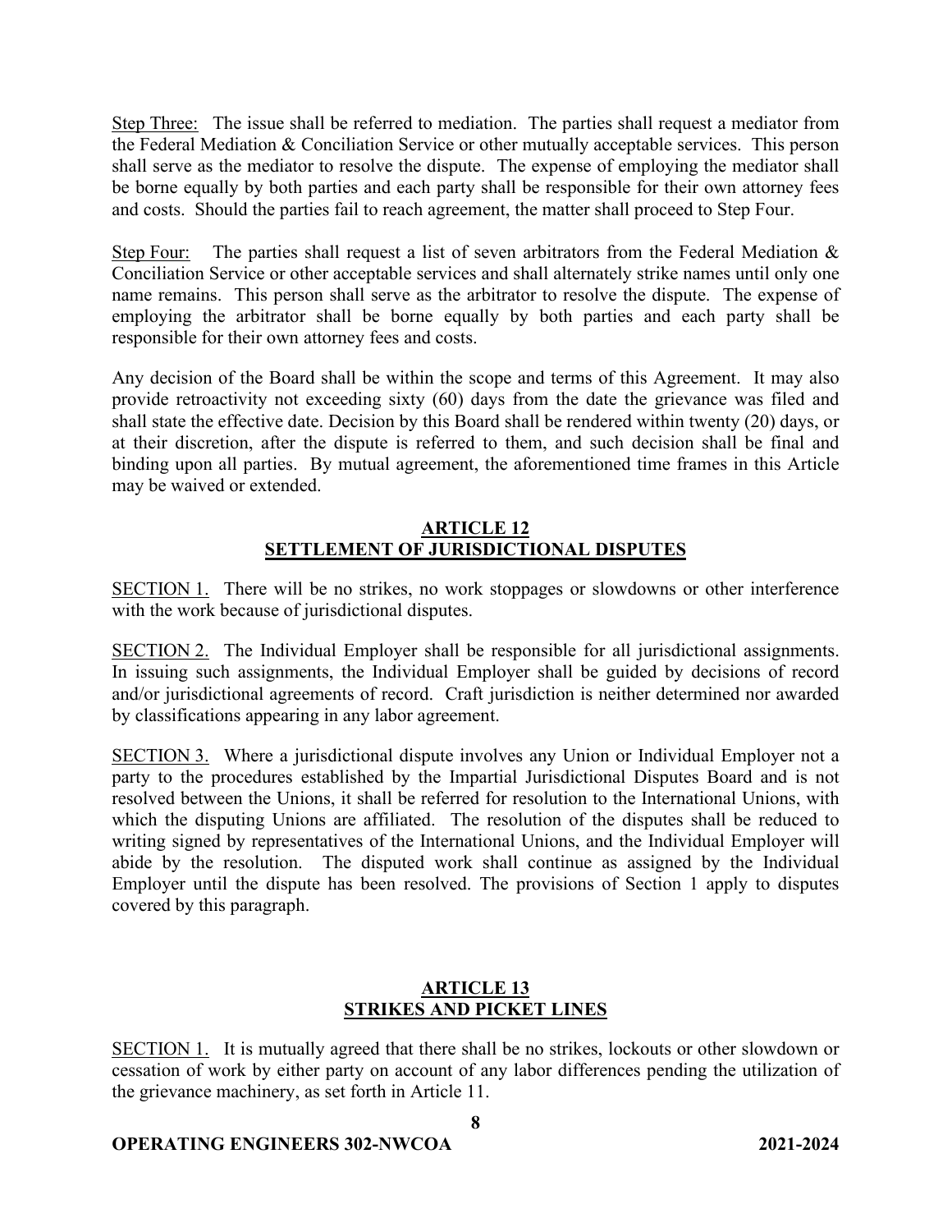<u>Step Three:</u> The issue shall be referred to mediation. The parties shall request a mediator from the Federal Mediation & Conciliation Service or other mutually acceptable services. This person shall serve as the mediator to resolve the dispute. The expense of employing the mediator shall be borne equally by both parties and each party shall be responsible for their own attorney fees and costs. Should the parties fail to reach agreement, the matter shall proceed to Step Four.

<u>Step Four:</u> The parties shall request a list of seven arbitrators from the Federal Mediation & Conciliation Service or other acceptable services and shall alternately strike names until only one name remains. This person shall serve as the arbitrator to resolve the dispute. The expense of employing the arbitrator shall be borne equally by both parties and each party shall be responsible for their own attorney fees and costs.

Any decision of the Board shall be within the scope and terms of this Agreement. It may also provide retroactivity not exceeding sixty (60) days from the date the grievance was filed and shall state the effective date. Decision by this Board shall be rendered within twenty (20) days, or at their discretion, after the dispute is referred to them, and such decision shall be final and binding upon all parties. By mutual agreement, the aforementioned time frames in this Article may be waived or extended.

## ARTICLE 12
## SETTLEMENT OF JURISDICTIONAL DISPUTES

<u>SECTION 1.</u> There will be no strikes, no work stoppages or slowdowns or other interference with the work because of jurisdictional disputes.

<u>SECTION 2.</u> The Individual Employer shall be responsible for all jurisdictional assignments. In issuing such assignments, the Individual Employer shall be guided by decisions of record and/or jurisdictional agreements of record. Craft jurisdiction is neither determined nor awarded by classifications appearing in any labor agreement.

<u>SECTION 3.</u> Where a jurisdictional dispute involves any Union or Individual Employer not a party to the procedures established by the Impartial Jurisdictional Disputes Board and is not resolved between the Unions, it shall be referred for resolution to the International Unions, with which the disputing Unions are affiliated. The resolution of the disputes shall be reduced to writing signed by representatives of the International Unions, and the Individual Employer will abide by the resolution. The disputed work shall continue as assigned by the Individual Employer until the dispute has been resolved. The provisions of Section 1 apply to disputes covered by this paragraph.

## ARTICLE 13
## STRIKES AND PICKET LINES

<u>SECTION 1.</u> It is mutually agreed that there shall be no strikes, lockouts or other slowdown or cessation of work by either party on account of any labor differences pending the utilization of the grievance machinery, as set forth in Article 11.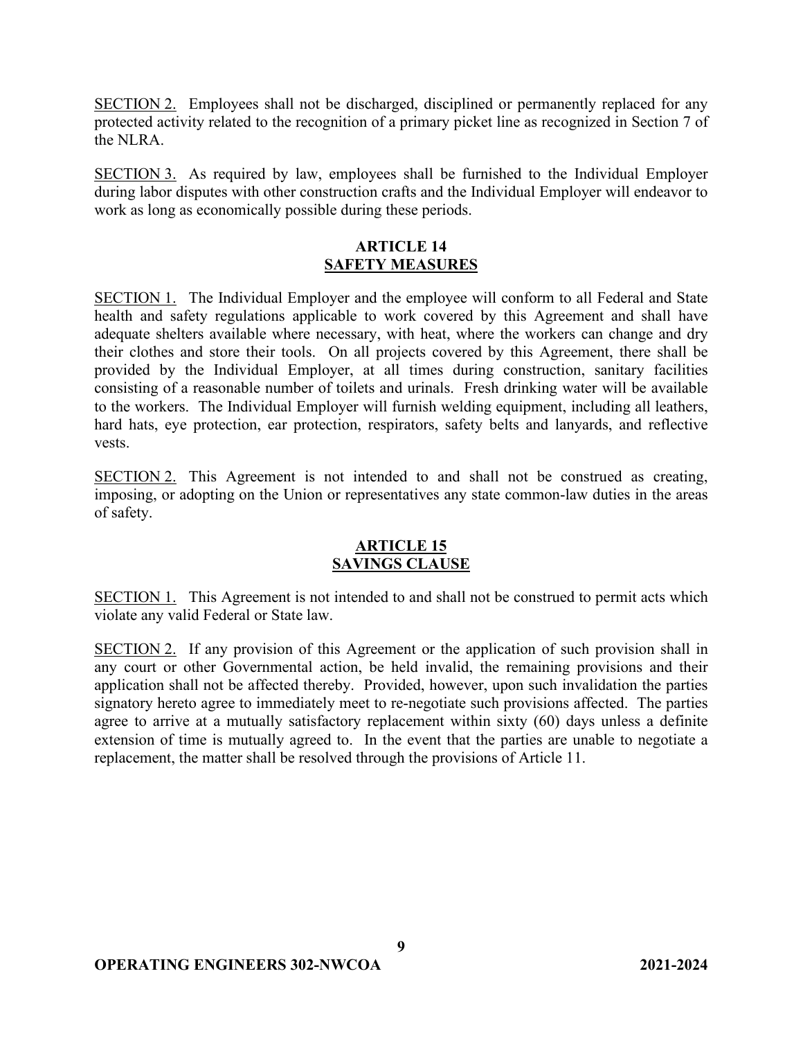SECTION 2. Employees shall not be discharged, disciplined or permanently replaced for any protected activity related to the recognition of a primary picket line as recognized in Section 7 of the NLRA.

SECTION 3. As required by law, employees shall be furnished to the Individual Employer during labor disputes with other construction crafts and the Individual Employer will endeavor to work as long as economically possible during these periods.

## ARTICLE 14
## SAFETY MEASURES

SECTION 1. The Individual Employer and the employee will conform to all Federal and State health and safety regulations applicable to work covered by this Agreement and shall have adequate shelters available where necessary, with heat, where the workers can change and dry their clothes and store their tools. On all projects covered by this Agreement, there shall be provided by the Individual Employer, at all times during construction, sanitary facilities consisting of a reasonable number of toilets and urinals. Fresh drinking water will be available to the workers. The Individual Employer will furnish welding equipment, including all leathers, hard hats, eye protection, ear protection, respirators, safety belts and lanyards, and reflective vests.

SECTION 2. This Agreement is not intended to and shall not be construed as creating, imposing, or adopting on the Union or representatives any state common-law duties in the areas of safety.

## ARTICLE 15
## SAVINGS CLAUSE

SECTION 1. This Agreement is not intended to and shall not be construed to permit acts which violate any valid Federal or State law.

SECTION 2. If any provision of this Agreement or the application of such provision shall in any court or other Governmental action, be held invalid, the remaining provisions and their application shall not be affected thereby. Provided, however, upon such invalidation the parties signatory hereto agree to immediately meet to re-negotiate such provisions affected. The parties agree to arrive at a mutually satisfactory replacement within sixty (60) days unless a definite extension of time is mutually agreed to. In the event that the parties are unable to negotiate a replacement, the matter shall be resolved through the provisions of Article 11.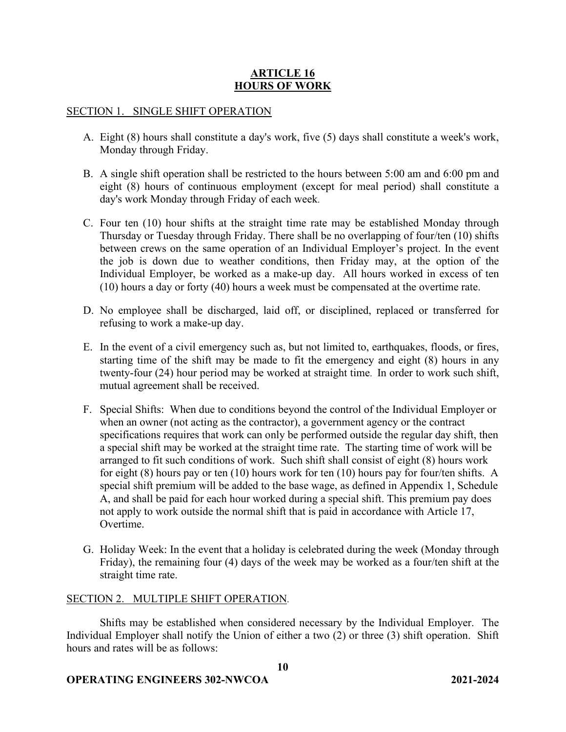# ARTICLE 16
# HOURS OF WORK

## SECTION 1. SINGLE SHIFT OPERATION

A. Eight (8) hours shall constitute a day's work, five (5) days shall constitute a week's work, Monday through Friday.

B. A single shift operation shall be restricted to the hours between 5:00 am and 6:00 pm and eight (8) hours of continuous employment (except for meal period) shall constitute a day's work Monday through Friday of each week.

C. Four ten (10) hour shifts at the straight time rate may be established Monday through Thursday or Tuesday through Friday. There shall be no overlapping of four/ten (10) shifts between crews on the same operation of an Individual Employer's project. In the event the job is down due to weather conditions, then Friday may, at the option of the Individual Employer, be worked as a make-up day. All hours worked in excess of ten (10) hours a day or forty (40) hours a week must be compensated at the overtime rate.

D. No employee shall be discharged, laid off, or disciplined, replaced or transferred for refusing to work a make-up day.

E. In the event of a civil emergency such as, but not limited to, earthquakes, floods, or fires, starting time of the shift may be made to fit the emergency and eight (8) hours in any twenty-four (24) hour period may be worked at straight time. In order to work such shift, mutual agreement shall be received.

F. Special Shifts: When due to conditions beyond the control of the Individual Employer or when an owner (not acting as the contractor), a government agency or the contract specifications requires that work can only be performed outside the regular day shift, then a special shift may be worked at the straight time rate. The starting time of work will be arranged to fit such conditions of work. Such shift shall consist of eight (8) hours work for eight (8) hours pay or ten (10) hours work for ten (10) hours pay for four/ten shifts. A special shift premium will be added to the base wage, as defined in Appendix 1, Schedule A, and shall be paid for each hour worked during a special shift. This premium pay does not apply to work outside the normal shift that is paid in accordance with Article 17, Overtime.

G. Holiday Week: In the event that a holiday is celebrated during the week (Monday through Friday), the remaining four (4) days of the week may be worked as a four/ten shift at the straight time rate.

## SECTION 2. MULTIPLE SHIFT OPERATION.

Shifts may be established when considered necessary by the Individual Employer. The Individual Employer shall notify the Union of either a two (2) or three (3) shift operation. Shift hours and rates will be as follows: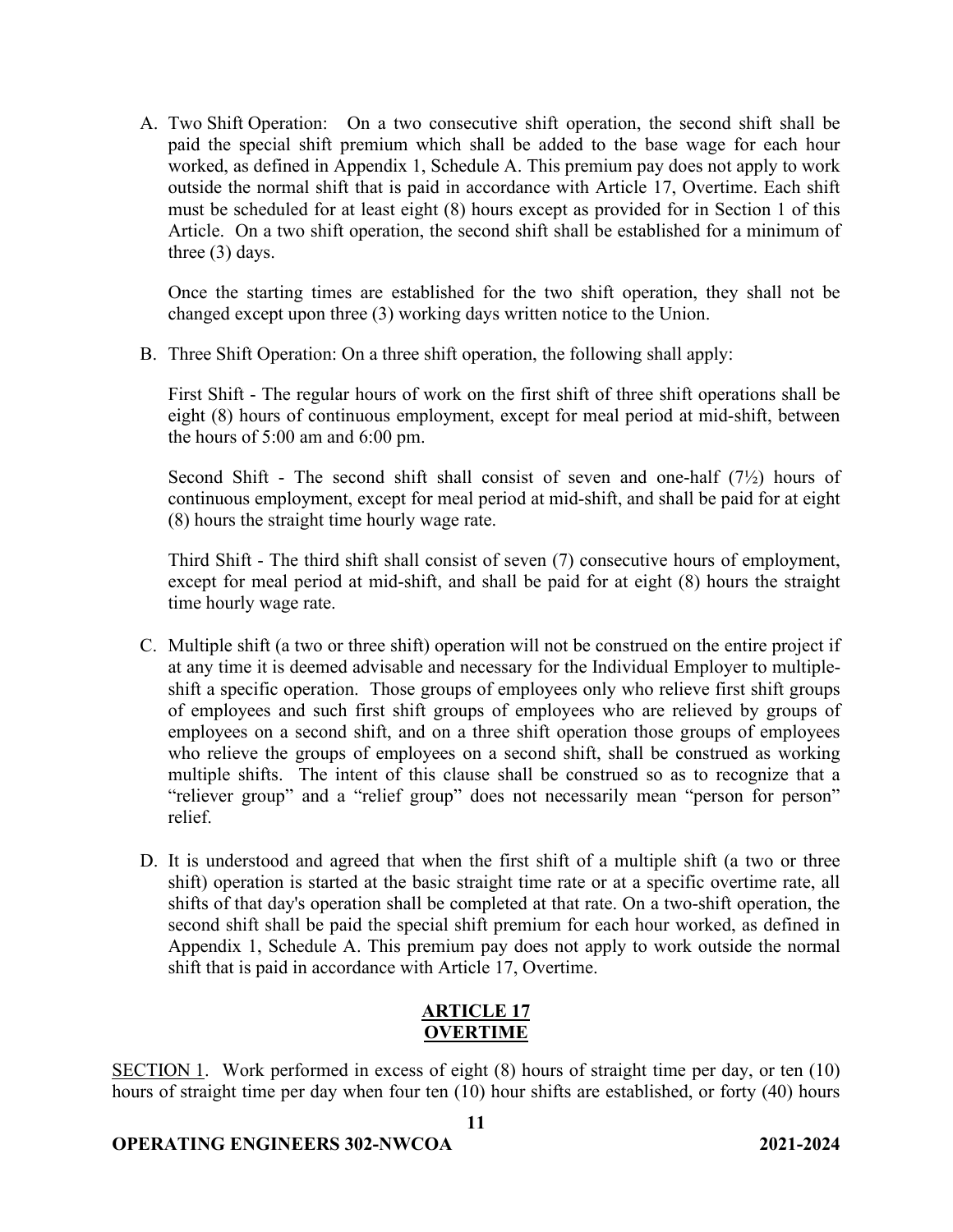A. Two Shift Operation: On a two consecutive shift operation, the second shift shall be paid the special shift premium which shall be added to the base wage for each hour worked, as defined in Appendix 1, Schedule A. This premium pay does not apply to work outside the normal shift that is paid in accordance with Article 17, Overtime. Each shift must be scheduled for at least eight (8) hours except as provided for in Section 1 of this Article. On a two shift operation, the second shift shall be established for a minimum of three (3) days.

   Once the starting times are established for the two shift operation, they shall not be changed except upon three (3) working days written notice to the Union.

B. Three Shift Operation: On a three shift operation, the following shall apply:

   First Shift - The regular hours of work on the first shift of three shift operations shall be eight (8) hours of continuous employment, except for meal period at mid-shift, between the hours of 5:00 am and 6:00 pm.

   Second Shift - The second shift shall consist of seven and one-half (7½) hours of continuous employment, except for meal period at mid-shift, and shall be paid for at eight (8) hours the straight time hourly wage rate.

   Third Shift - The third shift shall consist of seven (7) consecutive hours of employment, except for meal period at mid-shift, and shall be paid for at eight (8) hours the straight time hourly wage rate.

C. Multiple shift (a two or three shift) operation will not be construed on the entire project if at any time it is deemed advisable and necessary for the Individual Employer to multiple-shift a specific operation. Those groups of employees only who relieve first shift groups of employees and such first shift groups of employees who are relieved by groups of employees on a second shift, and on a three shift operation those groups of employees who relieve the groups of employees on a second shift, shall be construed as working multiple shifts. The intent of this clause shall be construed so as to recognize that a "reliever group" and a "relief group" does not necessarily mean "person for person" relief.

D. It is understood and agreed that when the first shift of a multiple shift (a two or three shift) operation is started at the basic straight time rate or at a specific overtime rate, all shifts of that day's operation shall be completed at that rate. On a two-shift operation, the second shift shall be paid the special shift premium for each hour worked, as defined in Appendix 1, Schedule A. This premium pay does not apply to work outside the normal shift that is paid in accordance with Article 17, Overtime.

## ARTICLE 17
## OVERTIME

SECTION 1. Work performed in excess of eight (8) hours of straight time per day, or ten (10) hours of straight time per day when four ten (10) hour shifts are established, or forty (40) hours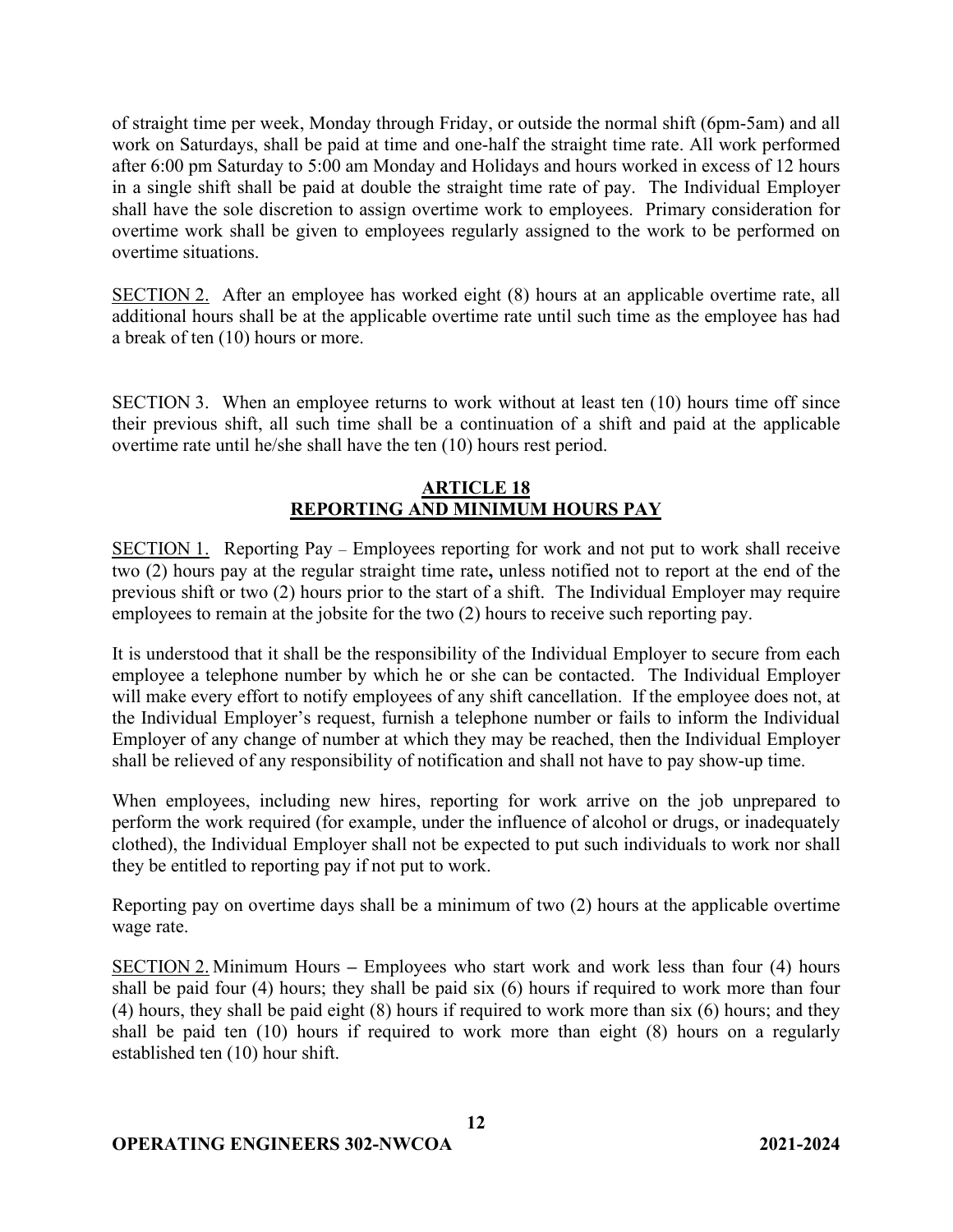of straight time per week, Monday through Friday, or outside the normal shift (6pm-5am) and all work on Saturdays, shall be paid at time and one-half the straight time rate. All work performed after 6:00 pm Saturday to 5:00 am Monday and Holidays and hours worked in excess of 12 hours in a single shift shall be paid at double the straight time rate of pay. The Individual Employer shall have the sole discretion to assign overtime work to employees. Primary consideration for overtime work shall be given to employees regularly assigned to the work to be performed on overtime situations.

SECTION 2. After an employee has worked eight (8) hours at an applicable overtime rate, all additional hours shall be at the applicable overtime rate until such time as the employee has had a break of ten (10) hours or more.

SECTION 3. When an employee returns to work without at least ten (10) hours time off since their previous shift, all such time shall be a continuation of a shift and paid at the applicable overtime rate until he/she shall have the ten (10) hours rest period.

## ARTICLE 18
## REPORTING AND MINIMUM HOURS PAY

SECTION 1. Reporting Pay – Employees reporting for work and not put to work shall receive two (2) hours pay at the regular straight time rate**,** unless notified not to report at the end of the previous shift or two (2) hours prior to the start of a shift. The Individual Employer may require employees to remain at the jobsite for the two (2) hours to receive such reporting pay.

It is understood that it shall be the responsibility of the Individual Employer to secure from each employee a telephone number by which he or she can be contacted. The Individual Employer will make every effort to notify employees of any shift cancellation. If the employee does not, at the Individual Employer's request, furnish a telephone number or fails to inform the Individual Employer of any change of number at which they may be reached, then the Individual Employer shall be relieved of any responsibility of notification and shall not have to pay show-up time.

When employees, including new hires, reporting for work arrive on the job unprepared to perform the work required (for example, under the influence of alcohol or drugs, or inadequately clothed), the Individual Employer shall not be expected to put such individuals to work nor shall they be entitled to reporting pay if not put to work.

Reporting pay on overtime days shall be a minimum of two (2) hours at the applicable overtime wage rate.

SECTION 2. Minimum Hours **–** Employees who start work and work less than four (4) hours shall be paid four (4) hours; they shall be paid six (6) hours if required to work more than four (4) hours, they shall be paid eight (8) hours if required to work more than six (6) hours; and they shall be paid ten (10) hours if required to work more than eight (8) hours on a regularly established ten (10) hour shift.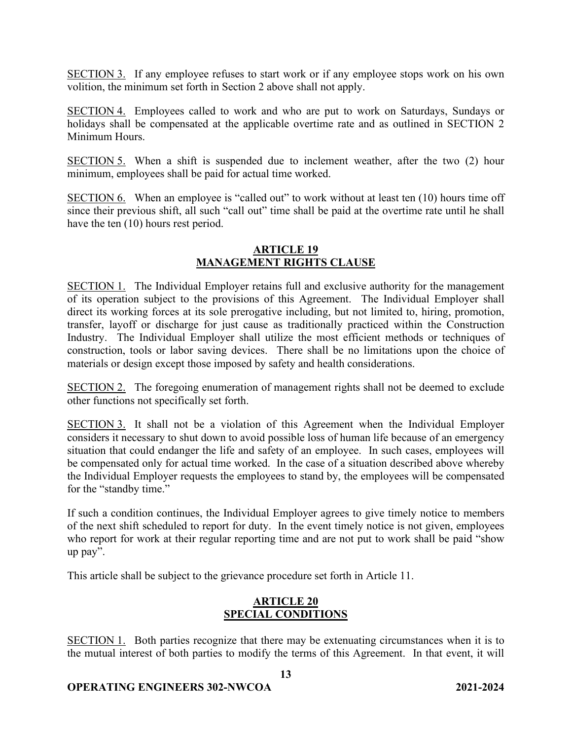SECTION 3. If any employee refuses to start work or if any employee stops work on his own volition, the minimum set forth in Section 2 above shall not apply.

SECTION 4. Employees called to work and who are put to work on Saturdays, Sundays or holidays shall be compensated at the applicable overtime rate and as outlined in SECTION 2 Minimum Hours.

SECTION 5. When a shift is suspended due to inclement weather, after the two (2) hour minimum, employees shall be paid for actual time worked.

SECTION 6. When an employee is "called out" to work without at least ten (10) hours time off since their previous shift, all such "call out" time shall be paid at the overtime rate until he shall have the ten (10) hours rest period.

## ARTICLE 19
## MANAGEMENT RIGHTS CLAUSE

SECTION 1. The Individual Employer retains full and exclusive authority for the management of its operation subject to the provisions of this Agreement. The Individual Employer shall direct its working forces at its sole prerogative including, but not limited to, hiring, promotion, transfer, layoff or discharge for just cause as traditionally practiced within the Construction Industry. The Individual Employer shall utilize the most efficient methods or techniques of construction, tools or labor saving devices. There shall be no limitations upon the choice of materials or design except those imposed by safety and health considerations.

SECTION 2. The foregoing enumeration of management rights shall not be deemed to exclude other functions not specifically set forth.

SECTION 3. It shall not be a violation of this Agreement when the Individual Employer considers it necessary to shut down to avoid possible loss of human life because of an emergency situation that could endanger the life and safety of an employee. In such cases, employees will be compensated only for actual time worked. In the case of a situation described above whereby the Individual Employer requests the employees to stand by, the employees will be compensated for the "standby time."

If such a condition continues, the Individual Employer agrees to give timely notice to members of the next shift scheduled to report for duty. In the event timely notice is not given, employees who report for work at their regular reporting time and are not put to work shall be paid "show up pay".

This article shall be subject to the grievance procedure set forth in Article 11.

## ARTICLE 20
## SPECIAL CONDITIONS

SECTION 1. Both parties recognize that there may be extenuating circumstances when it is to the mutual interest of both parties to modify the terms of this Agreement. In that event, it will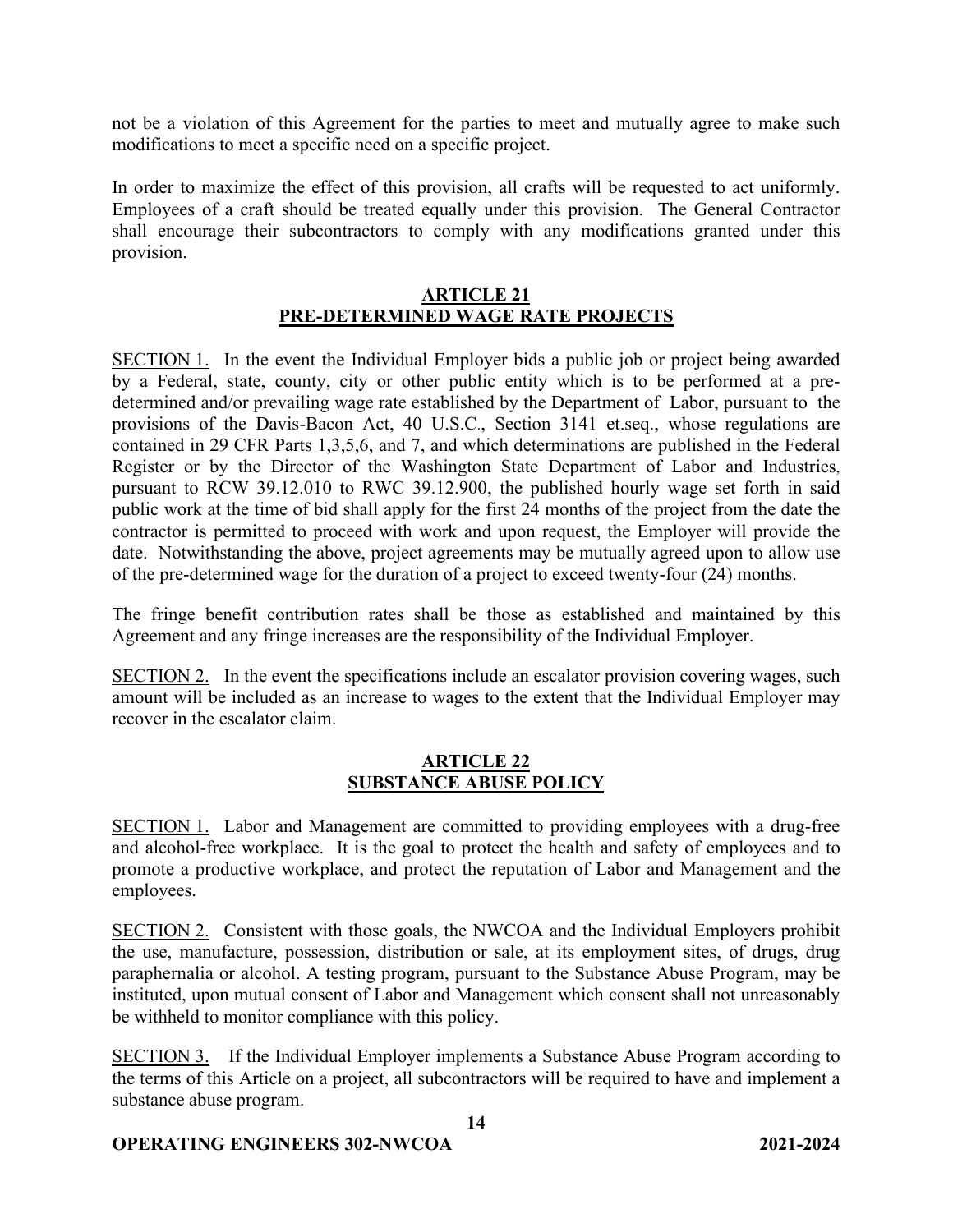not be a violation of this Agreement for the parties to meet and mutually agree to make such modifications to meet a specific need on a specific project.

In order to maximize the effect of this provision, all crafts will be requested to act uniformly. Employees of a craft should be treated equally under this provision. The General Contractor shall encourage their subcontractors to comply with any modifications granted under this provision.

## ARTICLE 21
## PRE-DETERMINED WAGE RATE PROJECTS

SECTION 1. In the event the Individual Employer bids a public job or project being awarded by a Federal, state, county, city or other public entity which is to be performed at a pre-determined and/or prevailing wage rate established by the Department of Labor, pursuant to the provisions of the Davis-Bacon Act, 40 U.S.C., Section 3141 et.seq., whose regulations are contained in 29 CFR Parts 1,3,5,6, and 7, and which determinations are published in the Federal Register or by the Director of the Washington State Department of Labor and Industries, pursuant to RCW 39.12.010 to RWC 39.12.900, the published hourly wage set forth in said public work at the time of bid shall apply for the first 24 months of the project from the date the contractor is permitted to proceed with work and upon request, the Employer will provide the date. Notwithstanding the above, project agreements may be mutually agreed upon to allow use of the pre-determined wage for the duration of a project to exceed twenty-four (24) months.

The fringe benefit contribution rates shall be those as established and maintained by this Agreement and any fringe increases are the responsibility of the Individual Employer.

SECTION 2. In the event the specifications include an escalator provision covering wages, such amount will be included as an increase to wages to the extent that the Individual Employer may recover in the escalator claim.

## ARTICLE 22
## SUBSTANCE ABUSE POLICY

SECTION 1. Labor and Management are committed to providing employees with a drug-free and alcohol-free workplace. It is the goal to protect the health and safety of employees and to promote a productive workplace, and protect the reputation of Labor and Management and the employees.

SECTION 2. Consistent with those goals, the NWCOA and the Individual Employers prohibit the use, manufacture, possession, distribution or sale, at its employment sites, of drugs, drug paraphernalia or alcohol. A testing program, pursuant to the Substance Abuse Program, may be instituted, upon mutual consent of Labor and Management which consent shall not unreasonably be withheld to monitor compliance with this policy.

SECTION 3. If the Individual Employer implements a Substance Abuse Program according to the terms of this Article on a project, all subcontractors will be required to have and implement a substance abuse program.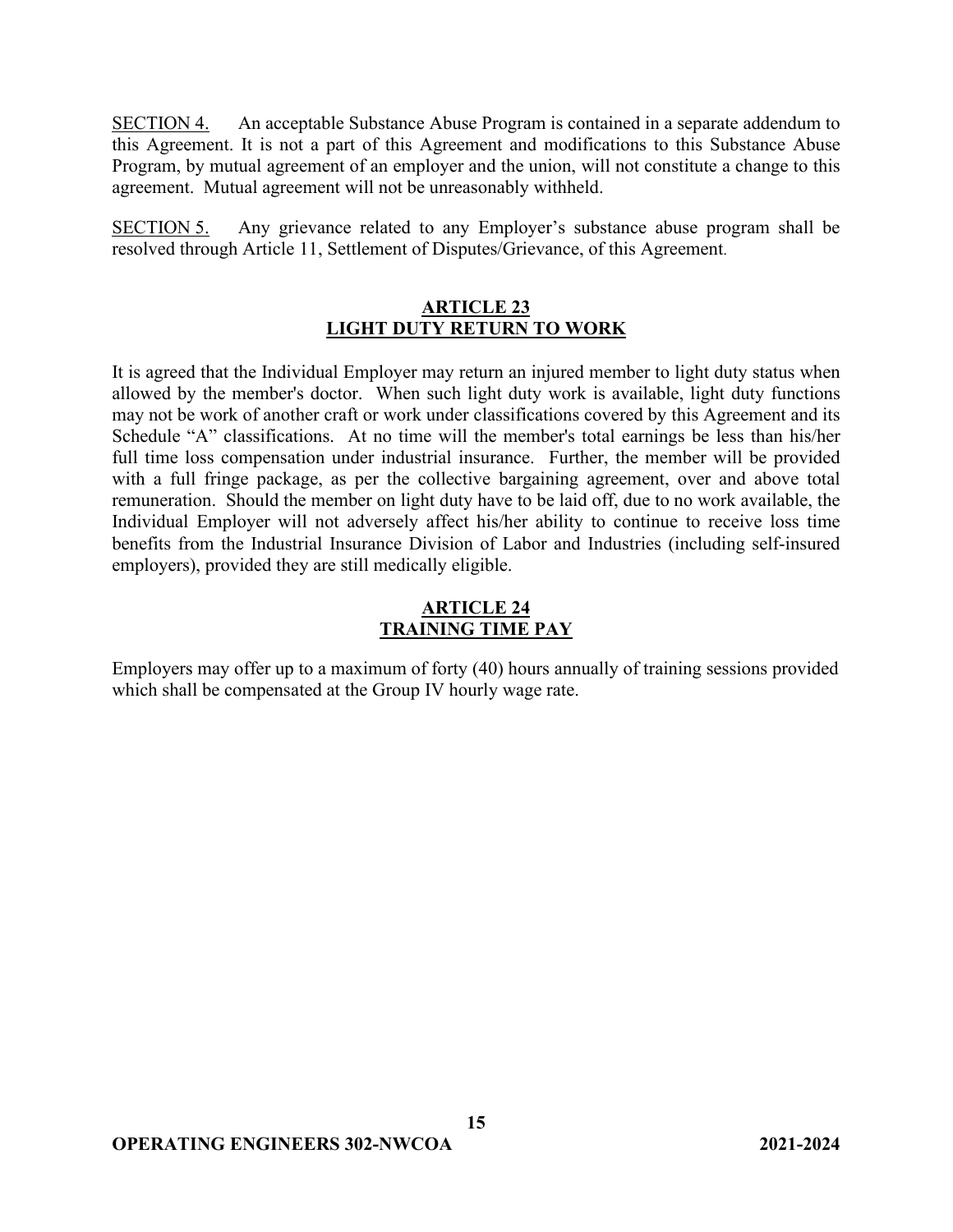SECTION 4. An acceptable Substance Abuse Program is contained in a separate addendum to this Agreement. It is not a part of this Agreement and modifications to this Substance Abuse Program, by mutual agreement of an employer and the union, will not constitute a change to this agreement. Mutual agreement will not be unreasonably withheld.

SECTION 5. Any grievance related to any Employer's substance abuse program shall be resolved through Article 11, Settlement of Disputes/Grievance, of this Agreement.

## ARTICLE 23
## LIGHT DUTY RETURN TO WORK

It is agreed that the Individual Employer may return an injured member to light duty status when allowed by the member's doctor. When such light duty work is available, light duty functions may not be work of another craft or work under classifications covered by this Agreement and its Schedule "A" classifications. At no time will the member's total earnings be less than his/her full time loss compensation under industrial insurance. Further, the member will be provided with a full fringe package, as per the collective bargaining agreement, over and above total remuneration. Should the member on light duty have to be laid off, due to no work available, the Individual Employer will not adversely affect his/her ability to continue to receive loss time benefits from the Industrial Insurance Division of Labor and Industries (including self-insured employers), provided they are still medically eligible.

## ARTICLE 24
## TRAINING TIME PAY

Employers may offer up to a maximum of forty (40) hours annually of training sessions provided which shall be compensated at the Group IV hourly wage rate.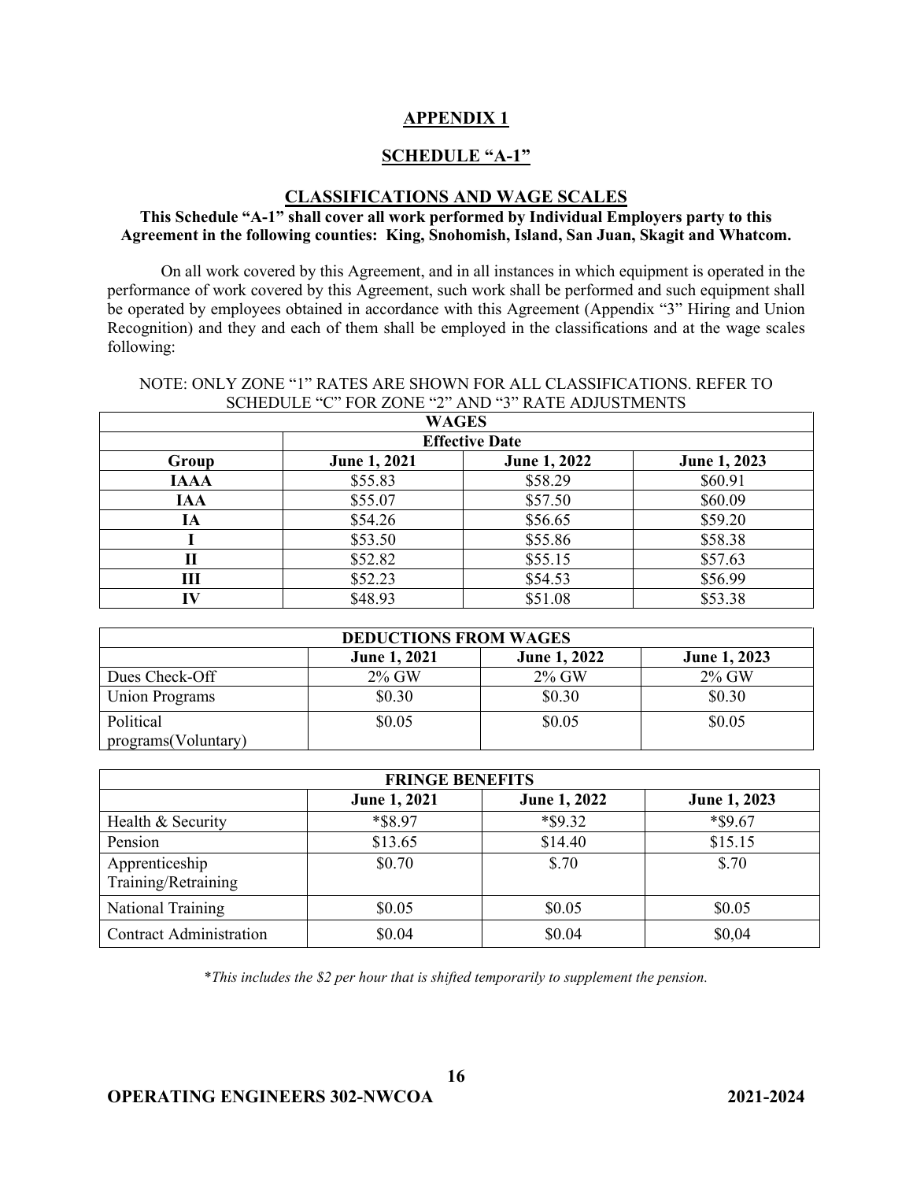# APPENDIX 1

## SCHEDULE "A-1"

### CLASSIFICATIONS AND WAGE SCALES

**This Schedule "A-1" shall cover all work performed by Individual Employers party to this Agreement in the following counties: King, Snohomish, Island, San Juan, Skagit and Whatcom.**

On all work covered by this Agreement, and in all instances in which equipment is operated in the performance of work covered by this Agreement, such work shall be performed and such equipment shall be operated by employees obtained in accordance with this Agreement (Appendix "3" Hiring and Union Recognition) and they and each of them shall be employed in the classifications and at the wage scales following:

NOTE: ONLY ZONE "1" RATES ARE SHOWN FOR ALL CLASSIFICATIONS. REFER TO SCHEDULE "C" FOR ZONE "2" AND "3" RATE ADJUSTMENTS

| **WAGES** | | | |
|---|---|---|---|
| | **Effective Date** | | |
| **Group** | **June 1, 2021** | **June 1, 2022** | **June 1, 2023** |
| **IAAA** | $55.83 | $58.29 | $60.91 |
| **IAA** | $55.07 | $57.50 | $60.09 |
| **IA** | $54.26 | $56.65 | $59.20 |
| **I** | $53.50 | $55.86 | $58.38 |
| **II** | $52.82 | $55.15 | $57.63 |
| **III** | $52.23 | $54.53 | $56.99 |
| **IV** | $48.93 | $51.08 | $53.38 |

| **DEDUCTIONS FROM WAGES** | | | |
|---|---|---|---|
| | **June 1, 2021** | **June 1, 2022** | **June 1, 2023** |
| Dues Check-Off | 2% GW | 2% GW | 2% GW |
| Union Programs | $0.30 | $0.30 | $0.30 |
| Political programs(Voluntary) | $0.05 | $0.05 | $0.05 |

| **FRINGE BENEFITS** | | | |
|---|---|---|---|
| | **June 1, 2021** | **June 1, 2022** | **June 1, 2023** |
| Health & Security | *$8.97 | *$9.32 | *$9.67 |
| Pension | $13.65 | $14.40 | $15.15 |
| Apprenticeship Training/Retraining | $0.70 | $.70 | $.70 |
| National Training | $0.05 | $0.05 | $0.05 |
| Contract Administration | $0.04 | $0.04 | $0,04 |

*\*This includes the $2 per hour that is shifted temporarily to supplement the pension.*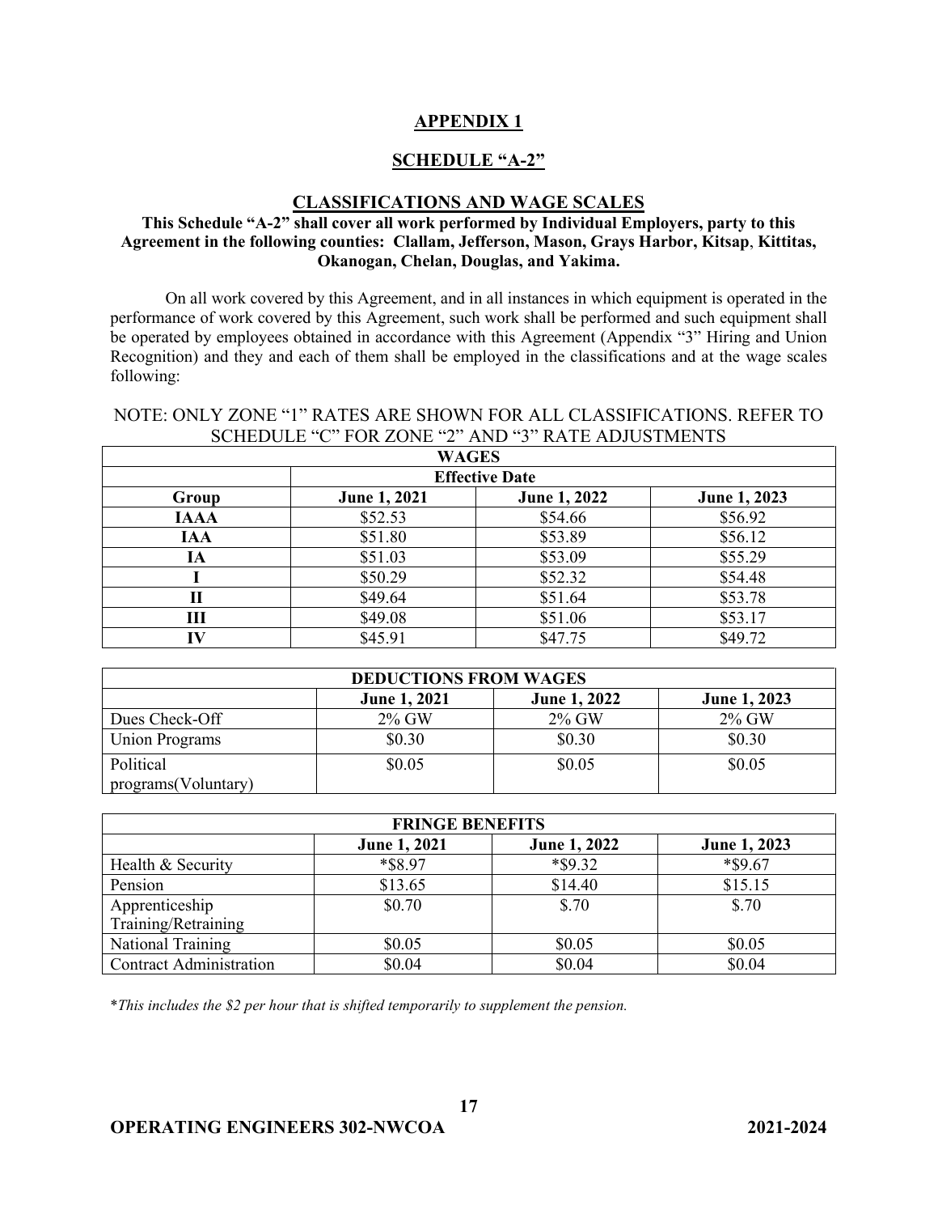# APPENDIX 1

## SCHEDULE "A-2"

### CLASSIFICATIONS AND WAGE SCALES

**This Schedule "A-2" shall cover all work performed by Individual Employers, party to this Agreement in the following counties: Clallam, Jefferson, Mason, Grays Harbor, Kitsap, Kittitas, Okanogan, Chelan, Douglas, and Yakima.**

On all work covered by this Agreement, and in all instances in which equipment is operated in the performance of work covered by this Agreement, such work shall be performed and such equipment shall be operated by employees obtained in accordance with this Agreement (Appendix "3" Hiring and Union Recognition) and they and each of them shall be employed in the classifications and at the wage scales following:

NOTE: ONLY ZONE "1" RATES ARE SHOWN FOR ALL CLASSIFICATIONS. REFER TO SCHEDULE "C" FOR ZONE "2" AND "3" RATE ADJUSTMENTS

| **WAGES** | | | |
|---|---|---|---|
| | **Effective Date** | | |
| **Group** | **June 1, 2021** | **June 1, 2022** | **June 1, 2023** |
| **IAAA** | $52.53 | $54.66 | $56.92 |
| **IAA** | $51.80 | $53.89 | $56.12 |
| **IA** | $51.03 | $53.09 | $55.29 |
| **I** | $50.29 | $52.32 | $54.48 |
| **II** | $49.64 | $51.64 | $53.78 |
| **III** | $49.08 | $51.06 | $53.17 |
| **IV** | $45.91 | $47.75 | $49.72 |

| **DEDUCTIONS FROM WAGES** | | | |
|---|---|---|---|
| | **June 1, 2021** | **June 1, 2022** | **June 1, 2023** |
| Dues Check-Off | 2% GW | 2% GW | 2% GW |
| Union Programs | $0.30 | $0.30 | $0.30 |
| Political programs(Voluntary) | $0.05 | $0.05 | $0.05 |

| **FRINGE BENEFITS** | | | |
|---|---|---|---|
| | **June 1, 2021** | **June 1, 2022** | **June 1, 2023** |
| Health & Security | *$8.97 | *$9.32 | *$9.67 |
| Pension | $13.65 | $14.40 | $15.15 |
| Apprenticeship Training/Retraining | $0.70 | $.70 | $.70 |
| National Training | $0.05 | $0.05 | $0.05 |
| Contract Administration | $0.04 | $0.04 | $0.04 |

**This includes the $2 per hour that is shifted temporarily to supplement the pension.*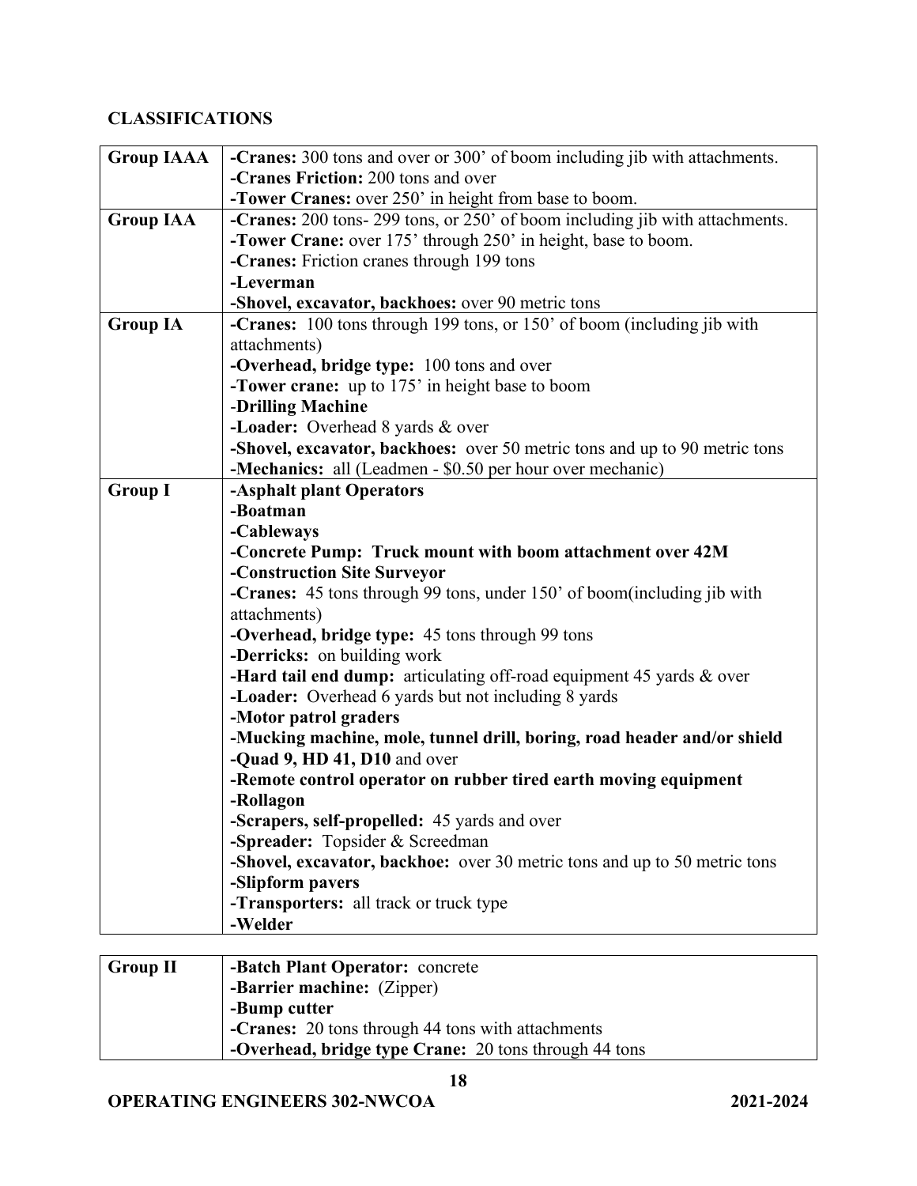## CLASSIFICATIONS

| Group | Classifications |
|---|---|
| **Group IAAA** | **-Cranes:** 300 tons and over or 300' of boom including jib with attachments.<br>**-Cranes Friction:** 200 tons and over<br>**-Tower Cranes:** over 250' in height from base to boom. |
| **Group IAA** | **-Cranes:** 200 tons- 299 tons, or 250' of boom including jib with attachments.<br>**-Tower Crane:** over 175' through 250' in height, base to boom.<br>**-Cranes:** Friction cranes through 199 tons<br>**-Leverman**<br>**-Shovel, excavator, backhoes:** over 90 metric tons |
| **Group IA** | **-Cranes:** 100 tons through 199 tons, or 150' of boom (including jib with attachments)<br>**-Overhead, bridge type:** 100 tons and over<br>**-Tower crane:** up to 175' in height base to boom<br>-**Drilling Machine**<br>**-Loader:** Overhead 8 yards & over<br>**-Shovel, excavator, backhoes:** over 50 metric tons and up to 90 metric tons<br>**-Mechanics:** all (Leadmen - $0.50 per hour over mechanic) |
| **Group I** | **-Asphalt plant Operators**<br>**-Boatman**<br>**-Cableways**<br>**-Concrete Pump: Truck mount with boom attachment over 42M**<br>**-Construction Site Surveyor**<br>**-Cranes:** 45 tons through 99 tons, under 150' of boom(including jib with attachments)<br>**-Overhead, bridge type:** 45 tons through 99 tons<br>**-Derricks:** on building work<br>**-Hard tail end dump:** articulating off-road equipment 45 yards & over<br>**-Loader:** Overhead 6 yards but not including 8 yards<br>**-Motor patrol graders**<br>**-Mucking machine, mole, tunnel drill, boring, road header and/or shield**<br>**-Quad 9, HD 41, D10** and over<br>**-Remote control operator on rubber tired earth moving equipment**<br>**-Rollagon**<br>**-Scrapers, self-propelled:** 45 yards and over<br>**-Spreader:** Topsider & Screedman<br>**-Shovel, excavator, backhoe:** over 30 metric tons and up to 50 metric tons<br>**-Slipform pavers**<br>**-Transporters:** all track or truck type<br>**-Welder** |
| **Group II** | **-Batch Plant Operator:** concrete<br>**-Barrier machine:** (Zipper)<br>**-Bump cutter**<br>**-Cranes:** 20 tons through 44 tons with attachments<br>**-Overhead, bridge type Crane:** 20 tons through 44 tons |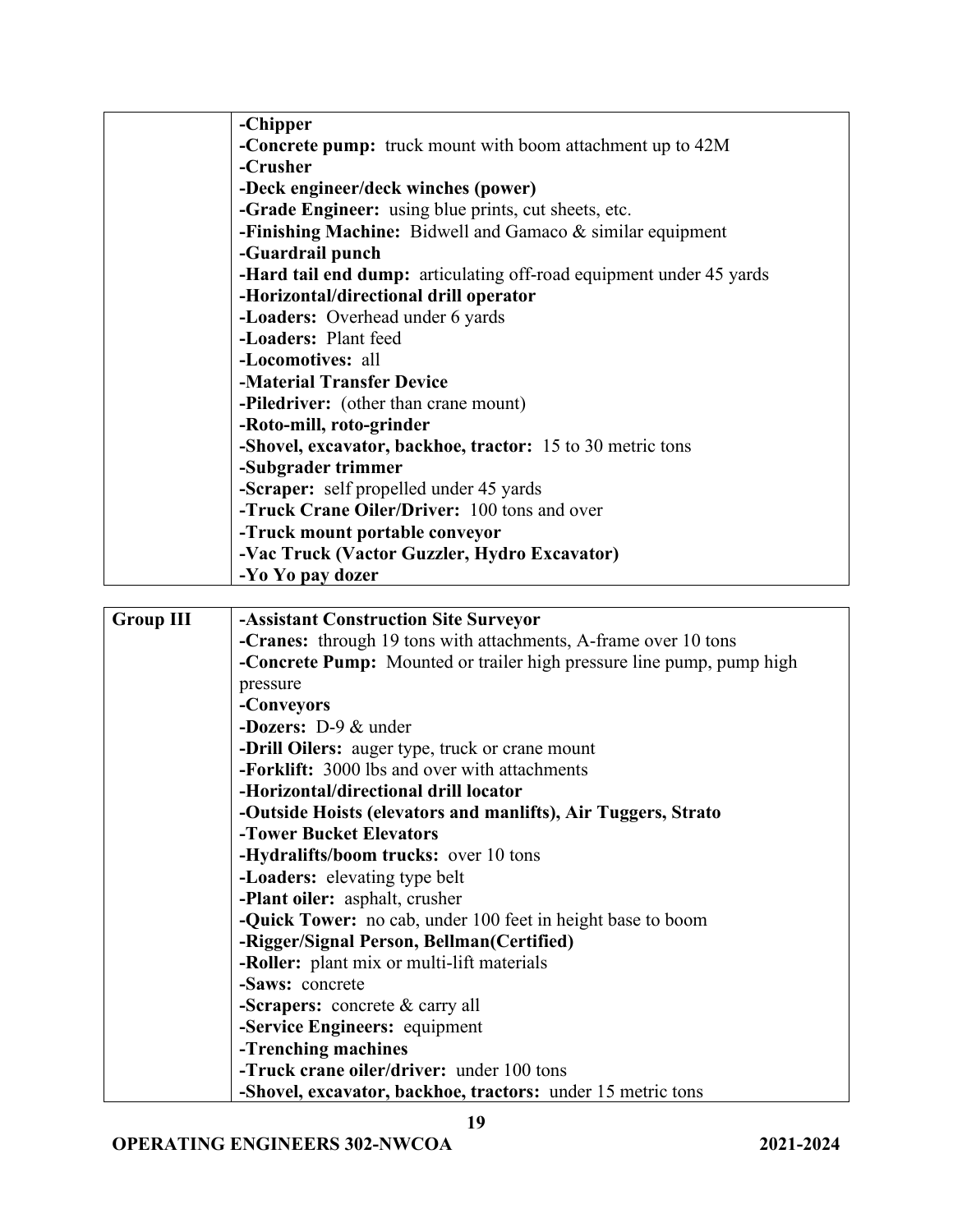| | |
|---|---|
| | **-Chipper**<br>**-Concrete pump:** truck mount with boom attachment up to 42M<br>**-Crusher**<br>**-Deck engineer/deck winches (power)**<br>**-Grade Engineer:** using blue prints, cut sheets, etc.<br>**-Finishing Machine:** Bidwell and Gamaco & similar equipment<br>**-Guardrail punch**<br>**-Hard tail end dump:** articulating off-road equipment under 45 yards<br>**-Horizontal/directional drill operator**<br>**-Loaders:** Overhead under 6 yards<br>**-Loaders:** Plant feed<br>**-Locomotives:** all<br>**-Material Transfer Device**<br>**-Piledriver:** (other than crane mount)<br>**-Roto-mill, roto-grinder**<br>**-Shovel, excavator, backhoe, tractor:** 15 to 30 metric tons<br>**-Subgrader trimmer**<br>**-Scraper:** self propelled under 45 yards<br>**-Truck Crane Oiler/Driver:** 100 tons and over<br>**-Truck mount portable conveyor**<br>**-Vac Truck (Vactor Guzzler, Hydro Excavator)**<br>**-Yo Yo pay dozer** |

| | |
|---|---|
| **Group III** | **-Assistant Construction Site Surveyor**<br>**-Cranes:** through 19 tons with attachments, A-frame over 10 tons<br>**-Concrete Pump:** Mounted or trailer high pressure line pump, pump high pressure<br>**-Conveyors**<br>**-Dozers:** D-9 & under<br>**-Drill Oilers:** auger type, truck or crane mount<br>**-Forklift:** 3000 lbs and over with attachments<br>**-Horizontal/directional drill locator**<br>**-Outside Hoists (elevators and manlifts), Air Tuggers, Strato**<br>**-Tower Bucket Elevators**<br>**-Hydralifts/boom trucks:** over 10 tons<br>**-Loaders:** elevating type belt<br>**-Plant oiler:** asphalt, crusher<br>**-Quick Tower:** no cab, under 100 feet in height base to boom<br>**-Rigger/Signal Person, Bellman(Certified)**<br>**-Roller:** plant mix or multi-lift materials<br>**-Saws:** concrete<br>**-Scrapers:** concrete & carry all<br>**-Service Engineers:** equipment<br>**-Trenching machines**<br>**-Truck crane oiler/driver:** under 100 tons<br>**-Shovel, excavator, backhoe, tractors:** under 15 metric tons |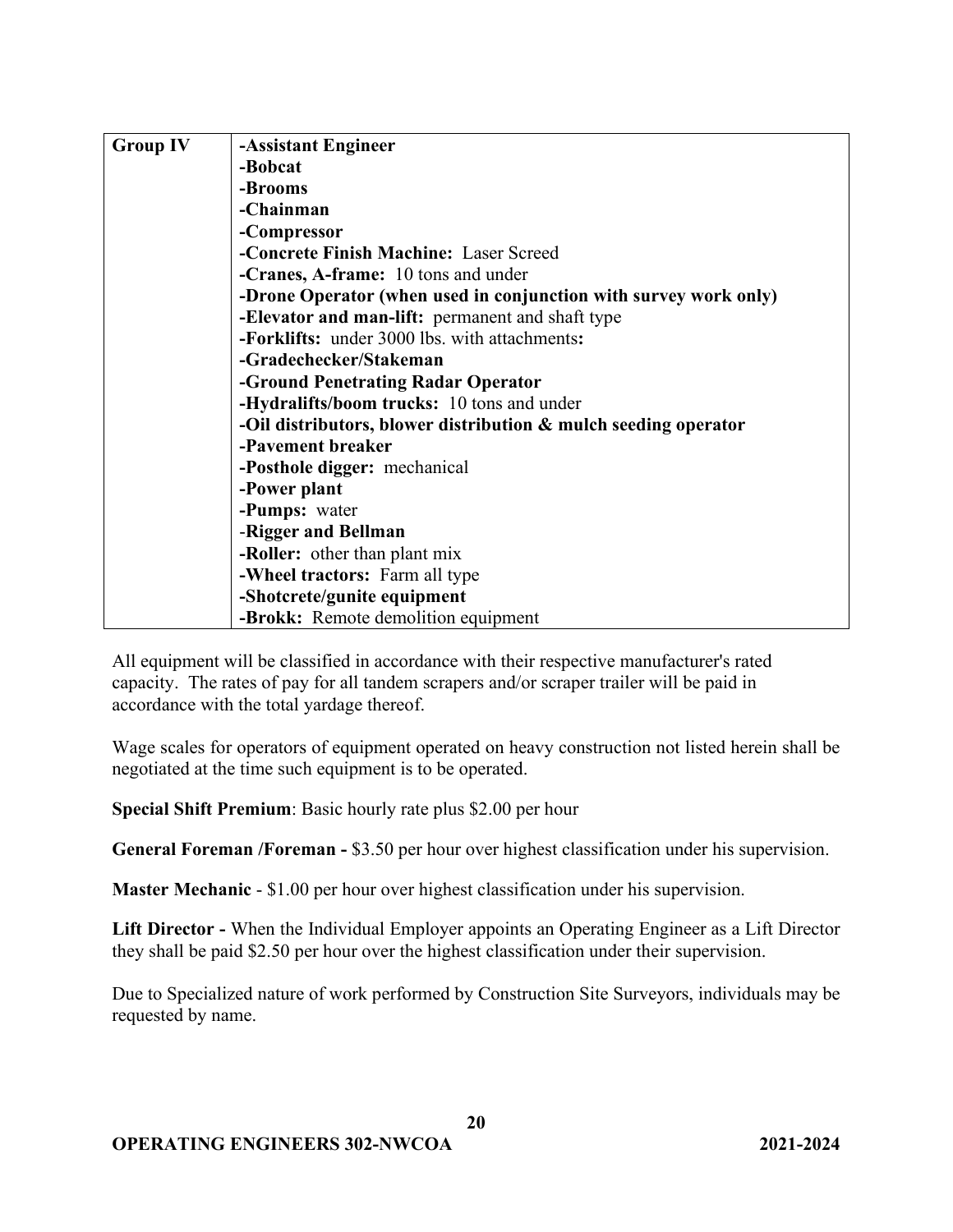| Group IV | **-Assistant Engineer**<br>**-Bobcat**<br>**-Brooms**<br>**-Chainman**<br>**-Compressor**<br>**-Concrete Finish Machine:** Laser Screed<br>**-Cranes, A-frame:** 10 tons and under<br>**-Drone Operator (when used in conjunction with survey work only)**<br>**-Elevator and man-lift:** permanent and shaft type<br>**-Forklifts:** under 3000 lbs. with attachments**:**<br>**-Gradechecker/Stakeman**<br>**-Ground Penetrating Radar Operator**<br>**-Hydralifts/boom trucks:** 10 tons and under<br>**-Oil distributors, blower distribution & mulch seeding operator**<br>**-Pavement breaker**<br>**-Posthole digger:** mechanical<br>**-Power plant**<br>**-Pumps:** water<br>-**Rigger and Bellman**<br>**-Roller:** other than plant mix<br>**-Wheel tractors:** Farm all type<br>**-Shotcrete/gunite equipment**<br>**-Brokk:** Remote demolition equipment |
|---|---|

All equipment will be classified in accordance with their respective manufacturer's rated capacity. The rates of pay for all tandem scrapers and/or scraper trailer will be paid in accordance with the total yardage thereof.

Wage scales for operators of equipment operated on heavy construction not listed herein shall be negotiated at the time such equipment is to be operated.

**Special Shift Premium**: Basic hourly rate plus $2.00 per hour

**General Foreman /Foreman -** $3.50 per hour over highest classification under his supervision.

**Master Mechanic** - $1.00 per hour over highest classification under his supervision.

**Lift Director -** When the Individual Employer appoints an Operating Engineer as a Lift Director they shall be paid $2.50 per hour over the highest classification under their supervision.

Due to Specialized nature of work performed by Construction Site Surveyors, individuals may be requested by name.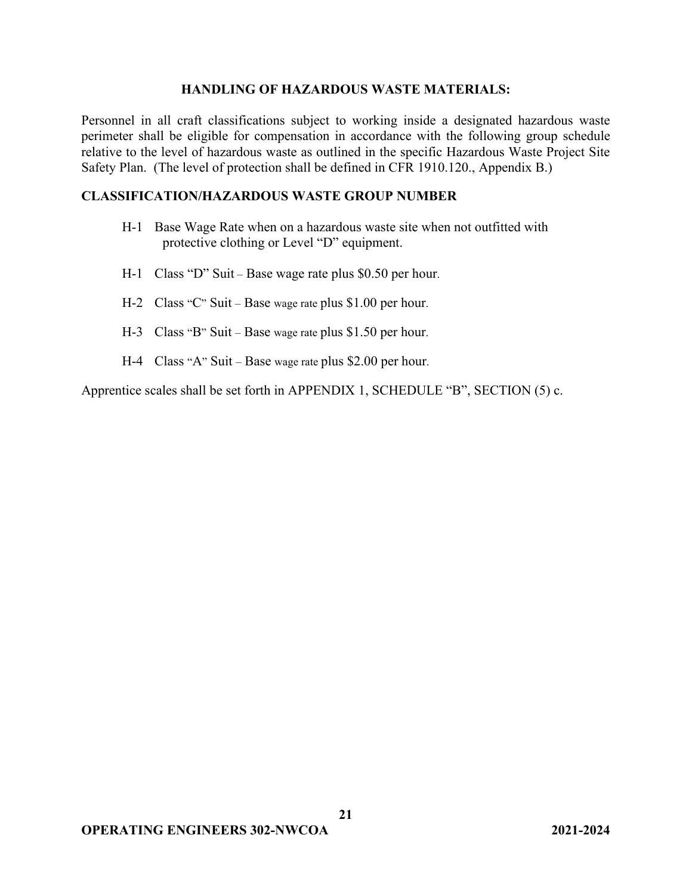## HANDLING OF HAZARDOUS WASTE MATERIALS:

Personnel in all craft classifications subject to working inside a designated hazardous waste perimeter shall be eligible for compensation in accordance with the following group schedule relative to the level of hazardous waste as outlined in the specific Hazardous Waste Project Site Safety Plan. (The level of protection shall be defined in CFR 1910.120., Appendix B.)

### CLASSIFICATION/HAZARDOUS WASTE GROUP NUMBER

- H-1 Base Wage Rate when on a hazardous waste site when not outfitted with protective clothing or Level "D" equipment.
- H-1 Class "D" Suit – Base wage rate plus $0.50 per hour.
- H-2 Class "C" Suit – Base wage rate plus $1.00 per hour.
- H-3 Class "B" Suit – Base wage rate plus $1.50 per hour.
- H-4 Class "A" Suit – Base wage rate plus $2.00 per hour.

Apprentice scales shall be set forth in APPENDIX 1, SCHEDULE "B", SECTION (5) c.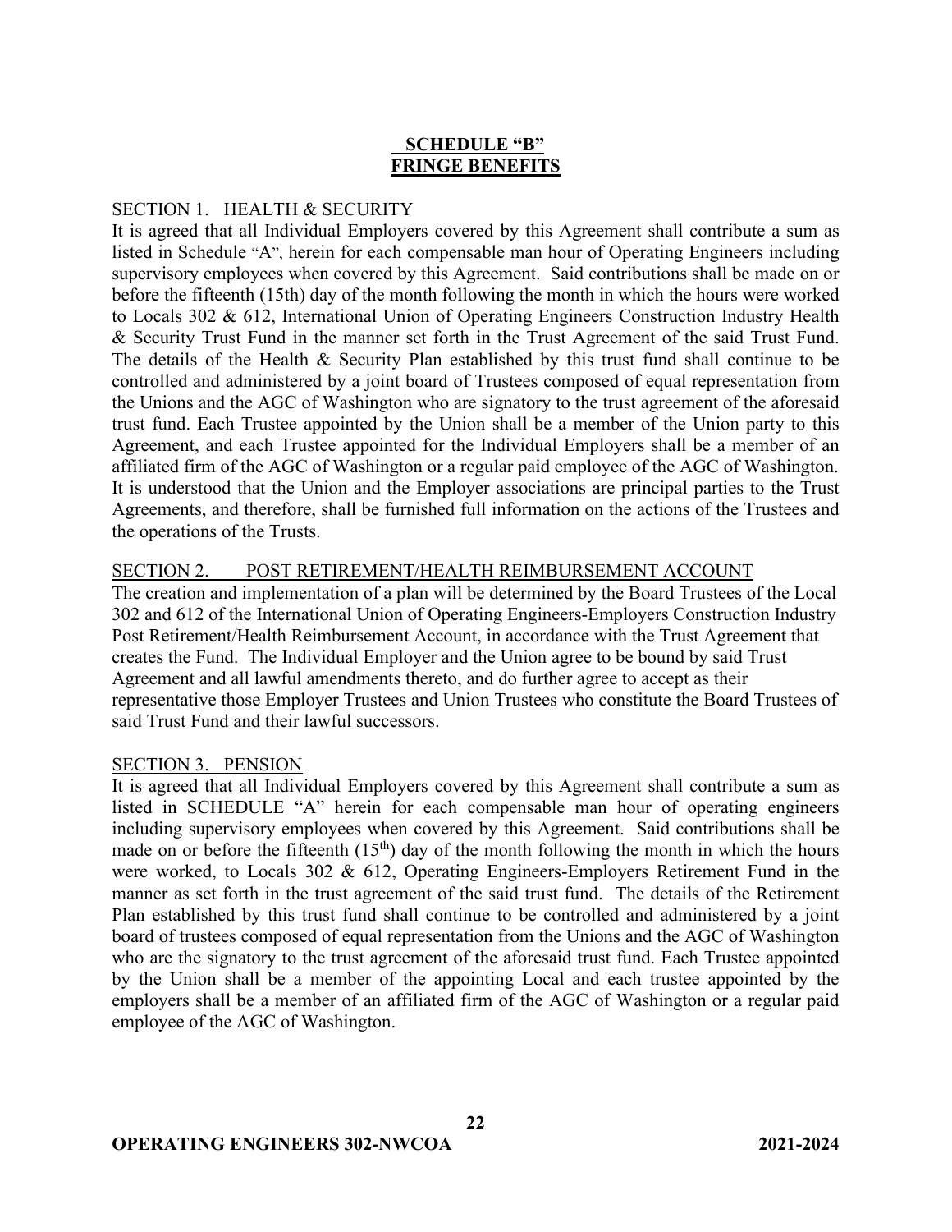# SCHEDULE "B"
# FRINGE BENEFITS

SECTION 1. HEALTH & SECURITY

It is agreed that all Individual Employers covered by this Agreement shall contribute a sum as listed in Schedule "A", herein for each compensable man hour of Operating Engineers including supervisory employees when covered by this Agreement. Said contributions shall be made on or before the fifteenth (15th) day of the month following the month in which the hours were worked to Locals 302 & 612, International Union of Operating Engineers Construction Industry Health & Security Trust Fund in the manner set forth in the Trust Agreement of the said Trust Fund. The details of the Health & Security Plan established by this trust fund shall continue to be controlled and administered by a joint board of Trustees composed of equal representation from the Unions and the AGC of Washington who are signatory to the trust agreement of the aforesaid trust fund. Each Trustee appointed by the Union shall be a member of the Union party to this Agreement, and each Trustee appointed for the Individual Employers shall be a member of an affiliated firm of the AGC of Washington or a regular paid employee of the AGC of Washington. It is understood that the Union and the Employer associations are principal parties to the Trust Agreements, and therefore, shall be furnished full information on the actions of the Trustees and the operations of the Trusts.

SECTION 2. POST RETIREMENT/HEALTH REIMBURSEMENT ACCOUNT

The creation and implementation of a plan will be determined by the Board Trustees of the Local 302 and 612 of the International Union of Operating Engineers-Employers Construction Industry Post Retirement/Health Reimbursement Account, in accordance with the Trust Agreement that creates the Fund. The Individual Employer and the Union agree to be bound by said Trust Agreement and all lawful amendments thereto, and do further agree to accept as their representative those Employer Trustees and Union Trustees who constitute the Board Trustees of said Trust Fund and their lawful successors.

SECTION 3. PENSION

It is agreed that all Individual Employers covered by this Agreement shall contribute a sum as listed in SCHEDULE "A" herein for each compensable man hour of operating engineers including supervisory employees when covered by this Agreement. Said contributions shall be made on or before the fifteenth (15th) day of the month following the month in which the hours were worked, to Locals 302 & 612, Operating Engineers-Employers Retirement Fund in the manner as set forth in the trust agreement of the said trust fund. The details of the Retirement Plan established by this trust fund shall continue to be controlled and administered by a joint board of trustees composed of equal representation from the Unions and the AGC of Washington who are the signatory to the trust agreement of the aforesaid trust fund. Each Trustee appointed by the Union shall be a member of the appointing Local and each trustee appointed by the employers shall be a member of an affiliated firm of the AGC of Washington or a regular paid employee of the AGC of Washington.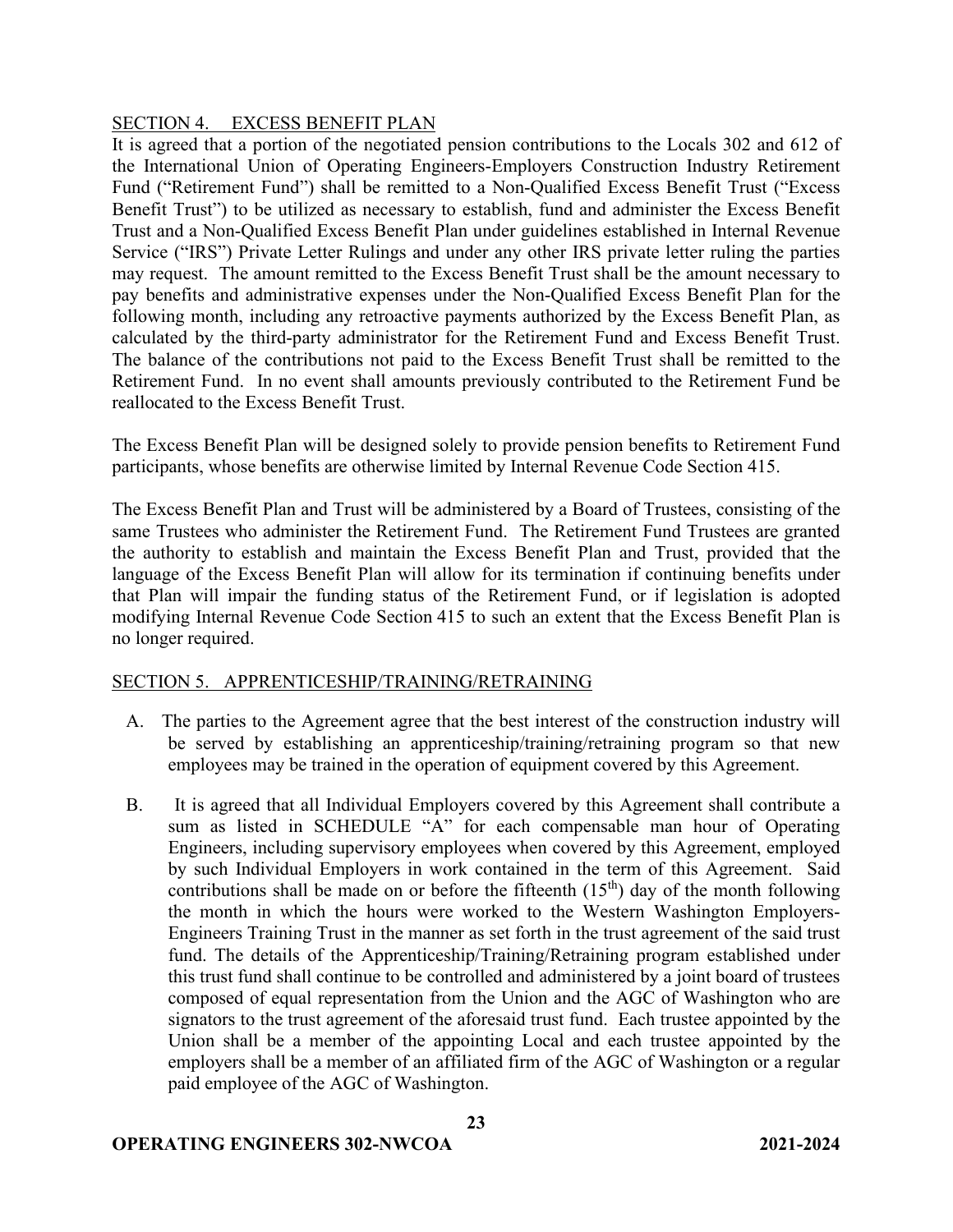## SECTION 4. EXCESS BENEFIT PLAN

It is agreed that a portion of the negotiated pension contributions to the Locals 302 and 612 of the International Union of Operating Engineers-Employers Construction Industry Retirement Fund ("Retirement Fund") shall be remitted to a Non-Qualified Excess Benefit Trust ("Excess Benefit Trust") to be utilized as necessary to establish, fund and administer the Excess Benefit Trust and a Non-Qualified Excess Benefit Plan under guidelines established in Internal Revenue Service ("IRS") Private Letter Rulings and under any other IRS private letter ruling the parties may request. The amount remitted to the Excess Benefit Trust shall be the amount necessary to pay benefits and administrative expenses under the Non-Qualified Excess Benefit Plan for the following month, including any retroactive payments authorized by the Excess Benefit Plan, as calculated by the third-party administrator for the Retirement Fund and Excess Benefit Trust. The balance of the contributions not paid to the Excess Benefit Trust shall be remitted to the Retirement Fund. In no event shall amounts previously contributed to the Retirement Fund be reallocated to the Excess Benefit Trust.

The Excess Benefit Plan will be designed solely to provide pension benefits to Retirement Fund participants, whose benefits are otherwise limited by Internal Revenue Code Section 415.

The Excess Benefit Plan and Trust will be administered by a Board of Trustees, consisting of the same Trustees who administer the Retirement Fund. The Retirement Fund Trustees are granted the authority to establish and maintain the Excess Benefit Plan and Trust, provided that the language of the Excess Benefit Plan will allow for its termination if continuing benefits under that Plan will impair the funding status of the Retirement Fund, or if legislation is adopted modifying Internal Revenue Code Section 415 to such an extent that the Excess Benefit Plan is no longer required.

## SECTION 5. APPRENTICESHIP/TRAINING/RETRAINING

A. The parties to the Agreement agree that the best interest of the construction industry will be served by establishing an apprenticeship/training/retraining program so that new employees may be trained in the operation of equipment covered by this Agreement.

B. It is agreed that all Individual Employers covered by this Agreement shall contribute a sum as listed in SCHEDULE "A" for each compensable man hour of Operating Engineers, including supervisory employees when covered by this Agreement, employed by such Individual Employers in work contained in the term of this Agreement. Said contributions shall be made on or before the fifteenth (15th) day of the month following the month in which the hours were worked to the Western Washington Employers-Engineers Training Trust in the manner as set forth in the trust agreement of the said trust fund. The details of the Apprenticeship/Training/Retraining program established under this trust fund shall continue to be controlled and administered by a joint board of trustees composed of equal representation from the Union and the AGC of Washington who are signators to the trust agreement of the aforesaid trust fund. Each trustee appointed by the Union shall be a member of the appointing Local and each trustee appointed by the employers shall be a member of an affiliated firm of the AGC of Washington or a regular paid employee of the AGC of Washington.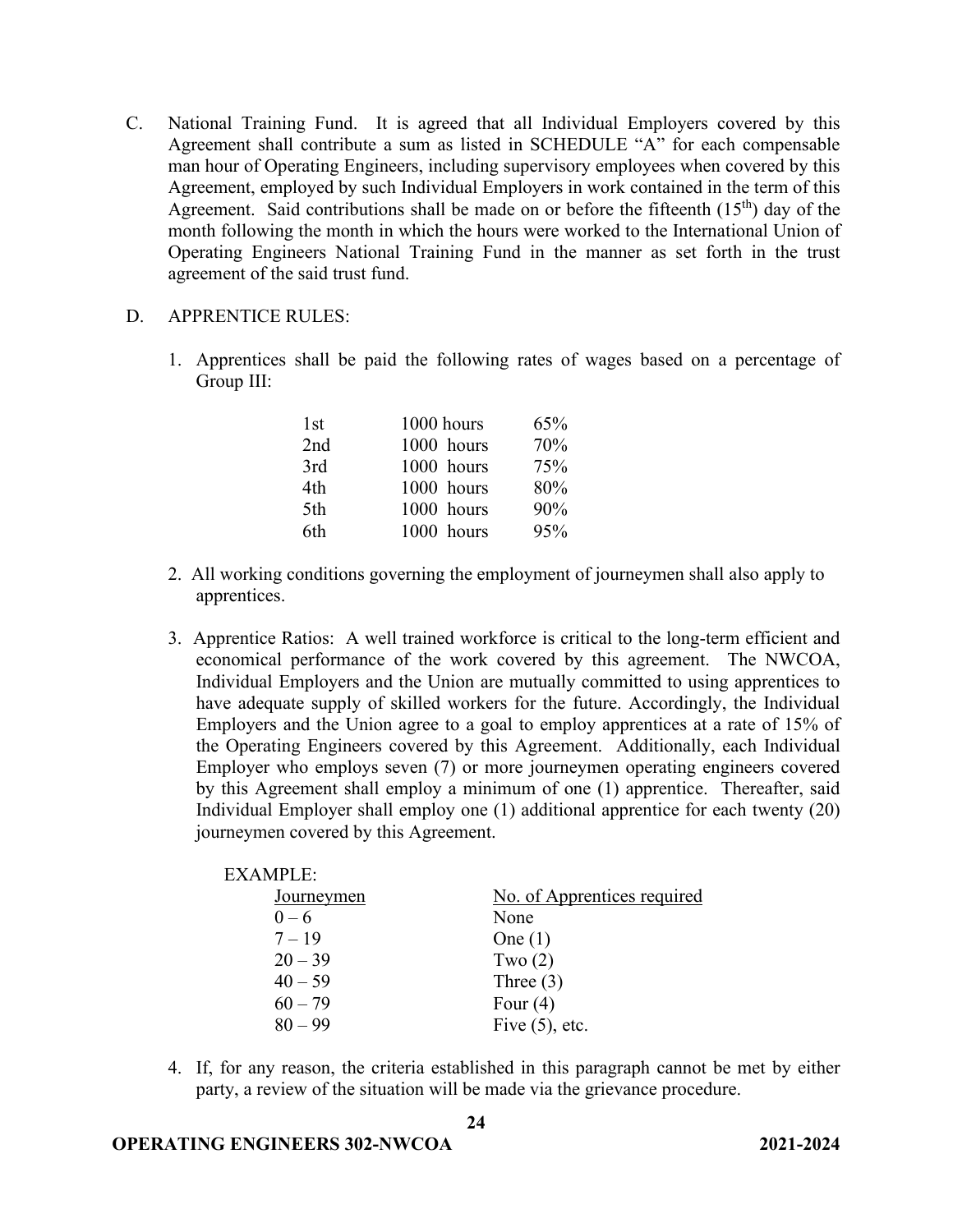C. National Training Fund. It is agreed that all Individual Employers covered by this Agreement shall contribute a sum as listed in SCHEDULE "A" for each compensable man hour of Operating Engineers, including supervisory employees when covered by this Agreement, employed by such Individual Employers in work contained in the term of this Agreement. Said contributions shall be made on or before the fifteenth (15th) day of the month following the month in which the hours were worked to the International Union of Operating Engineers National Training Fund in the manner as set forth in the trust agreement of the said trust fund.

D. APPRENTICE RULES:

1. Apprentices shall be paid the following rates of wages based on a percentage of Group III:

| | | |
|---|---|---|
| 1st | 1000 hours | 65% |
| 2nd | 1000 hours | 70% |
| 3rd | 1000 hours | 75% |
| 4th | 1000 hours | 80% |
| 5th | 1000 hours | 90% |
| 6th | 1000 hours | 95% |

2. All working conditions governing the employment of journeymen shall also apply to apprentices.

3. Apprentice Ratios: A well trained workforce is critical to the long-term efficient and economical performance of the work covered by this agreement. The NWCOA, Individual Employers and the Union are mutually committed to using apprentices to have adequate supply of skilled workers for the future. Accordingly, the Individual Employers and the Union agree to a goal to employ apprentices at a rate of 15% of the Operating Engineers covered by this Agreement. Additionally, each Individual Employer who employs seven (7) or more journeymen operating engineers covered by this Agreement shall employ a minimum of one (1) apprentice. Thereafter, said Individual Employer shall employ one (1) additional apprentice for each twenty (20) journeymen covered by this Agreement.

EXAMPLE:

| Journeymen | No. of Apprentices required |
|---|---|
| 0 – 6 | None |
| 7 – 19 | One (1) |
| 20 – 39 | Two (2) |
| 40 – 59 | Three (3) |
| 60 – 79 | Four (4) |
| 80 – 99 | Five (5), etc. |

4. If, for any reason, the criteria established in this paragraph cannot be met by either party, a review of the situation will be made via the grievance procedure.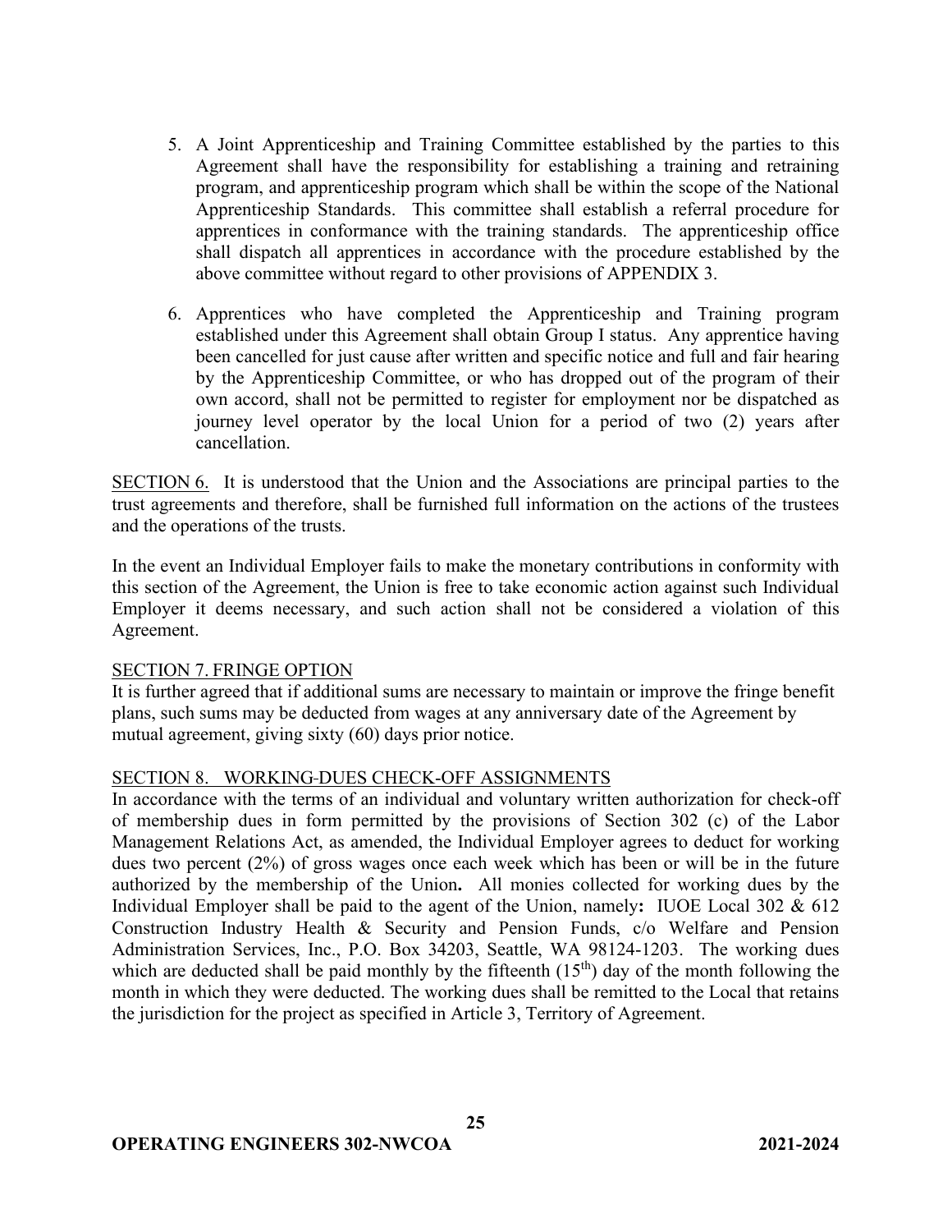5. A Joint Apprenticeship and Training Committee established by the parties to this Agreement shall have the responsibility for establishing a training and retraining program, and apprenticeship program which shall be within the scope of the National Apprenticeship Standards. This committee shall establish a referral procedure for apprentices in conformance with the training standards. The apprenticeship office shall dispatch all apprentices in accordance with the procedure established by the above committee without regard to other provisions of APPENDIX 3.

6. Apprentices who have completed the Apprenticeship and Training program established under this Agreement shall obtain Group I status. Any apprentice having been cancelled for just cause after written and specific notice and full and fair hearing by the Apprenticeship Committee, or who has dropped out of the program of their own accord, shall not be permitted to register for employment nor be dispatched as journey level operator by the local Union for a period of two (2) years after cancellation.

SECTION 6. It is understood that the Union and the Associations are principal parties to the trust agreements and therefore, shall be furnished full information on the actions of the trustees and the operations of the trusts.

In the event an Individual Employer fails to make the monetary contributions in conformity with this section of the Agreement, the Union is free to take economic action against such Individual Employer it deems necessary, and such action shall not be considered a violation of this Agreement.

SECTION 7. FRINGE OPTION

It is further agreed that if additional sums are necessary to maintain or improve the fringe benefit plans, such sums may be deducted from wages at any anniversary date of the Agreement by mutual agreement, giving sixty (60) days prior notice.

SECTION 8. WORKING-DUES CHECK-OFF ASSIGNMENTS

In accordance with the terms of an individual and voluntary written authorization for check-off of membership dues in form permitted by the provisions of Section 302 (c) of the Labor Management Relations Act, as amended, the Individual Employer agrees to deduct for working dues two percent (2%) of gross wages once each week which has been or will be in the future authorized by the membership of the Union**.** All monies collected for working dues by the Individual Employer shall be paid to the agent of the Union, namely**:** IUOE Local 302 & 612 Construction Industry Health & Security and Pension Funds, c/o Welfare and Pension Administration Services, Inc., P.O. Box 34203, Seattle, WA 98124-1203. The working dues which are deducted shall be paid monthly by the fifteenth (15th) day of the month following the month in which they were deducted. The working dues shall be remitted to the Local that retains the jurisdiction for the project as specified in Article 3, Territory of Agreement.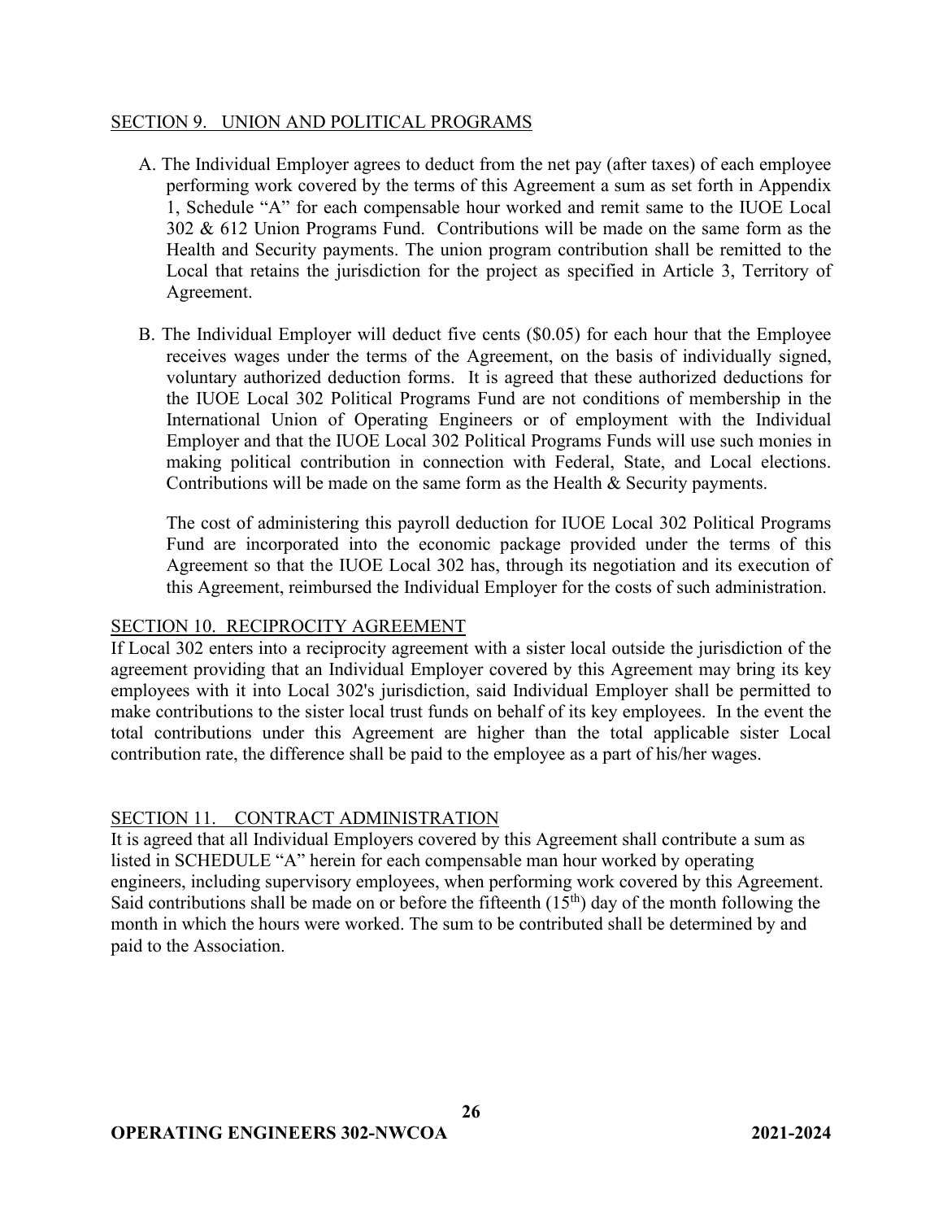## SECTION 9. UNION AND POLITICAL PROGRAMS

A. The Individual Employer agrees to deduct from the net pay (after taxes) of each employee performing work covered by the terms of this Agreement a sum as set forth in Appendix 1, Schedule "A" for each compensable hour worked and remit same to the IUOE Local 302 & 612 Union Programs Fund. Contributions will be made on the same form as the Health and Security payments. The union program contribution shall be remitted to the Local that retains the jurisdiction for the project as specified in Article 3, Territory of Agreement.

B. The Individual Employer will deduct five cents ($0.05) for each hour that the Employee receives wages under the terms of the Agreement, on the basis of individually signed, voluntary authorized deduction forms. It is agreed that these authorized deductions for the IUOE Local 302 Political Programs Fund are not conditions of membership in the International Union of Operating Engineers or of employment with the Individual Employer and that the IUOE Local 302 Political Programs Funds will use such monies in making political contribution in connection with Federal, State, and Local elections. Contributions will be made on the same form as the Health & Security payments.

The cost of administering this payroll deduction for IUOE Local 302 Political Programs Fund are incorporated into the economic package provided under the terms of this Agreement so that the IUOE Local 302 has, through its negotiation and its execution of this Agreement, reimbursed the Individual Employer for the costs of such administration.

## SECTION 10. RECIPROCITY AGREEMENT

If Local 302 enters into a reciprocity agreement with a sister local outside the jurisdiction of the agreement providing that an Individual Employer covered by this Agreement may bring its key employees with it into Local 302's jurisdiction, said Individual Employer shall be permitted to make contributions to the sister local trust funds on behalf of its key employees. In the event the total contributions under this Agreement are higher than the total applicable sister Local contribution rate, the difference shall be paid to the employee as a part of his/her wages.

## SECTION 11. CONTRACT ADMINISTRATION

It is agreed that all Individual Employers covered by this Agreement shall contribute a sum as listed in SCHEDULE "A" herein for each compensable man hour worked by operating engineers, including supervisory employees, when performing work covered by this Agreement. Said contributions shall be made on or before the fifteenth (15th) day of the month following the month in which the hours were worked. The sum to be contributed shall be determined by and paid to the Association.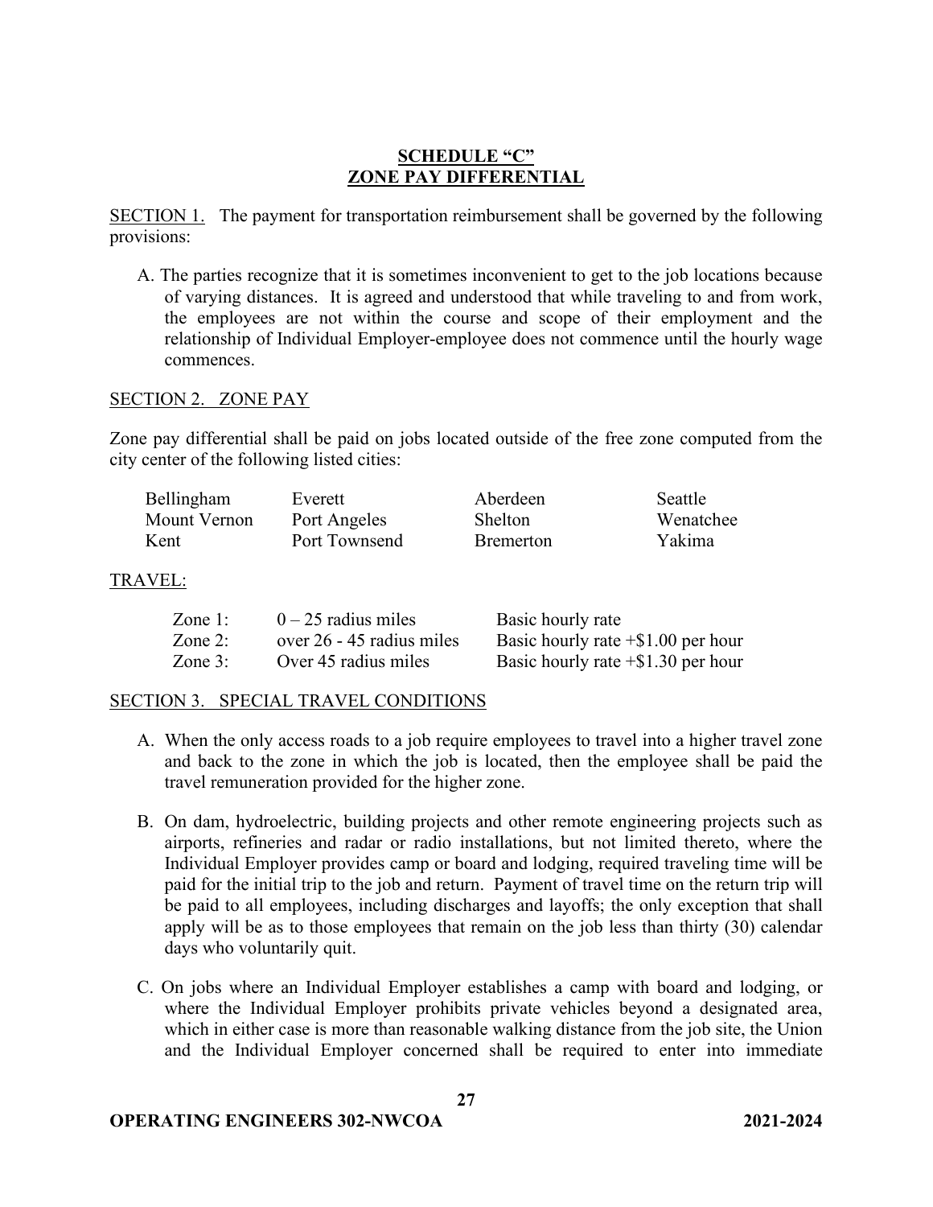## SCHEDULE "C"
## ZONE PAY DIFFERENTIAL

SECTION 1. The payment for transportation reimbursement shall be governed by the following provisions:

A. The parties recognize that it is sometimes inconvenient to get to the job locations because of varying distances. It is agreed and understood that while traveling to and from work, the employees are not within the course and scope of their employment and the relationship of Individual Employer-employee does not commence until the hourly wage commences.

SECTION 2. ZONE PAY

Zone pay differential shall be paid on jobs located outside of the free zone computed from the city center of the following listed cities:

| | | | |
|---|---|---|---|
| Bellingham | Everett | Aberdeen | Seattle |
| Mount Vernon | Port Angeles | Shelton | Wenatchee |
| Kent | Port Townsend | Bremerton | Yakima |

TRAVEL:

| | | |
|---|---|---|
| Zone 1: | 0 – 25 radius miles | Basic hourly rate |
| Zone 2: | over 26 - 45 radius miles | Basic hourly rate +$1.00 per hour |
| Zone 3: | Over 45 radius miles | Basic hourly rate +$1.30 per hour |

SECTION 3. SPECIAL TRAVEL CONDITIONS

A. When the only access roads to a job require employees to travel into a higher travel zone and back to the zone in which the job is located, then the employee shall be paid the travel remuneration provided for the higher zone.

B. On dam, hydroelectric, building projects and other remote engineering projects such as airports, refineries and radar or radio installations, but not limited thereto, where the Individual Employer provides camp or board and lodging, required traveling time will be paid for the initial trip to the job and return. Payment of travel time on the return trip will be paid to all employees, including discharges and layoffs; the only exception that shall apply will be as to those employees that remain on the job less than thirty (30) calendar days who voluntarily quit.

C. On jobs where an Individual Employer establishes a camp with board and lodging, or where the Individual Employer prohibits private vehicles beyond a designated area, which in either case is more than reasonable walking distance from the job site, the Union and the Individual Employer concerned shall be required to enter into immediate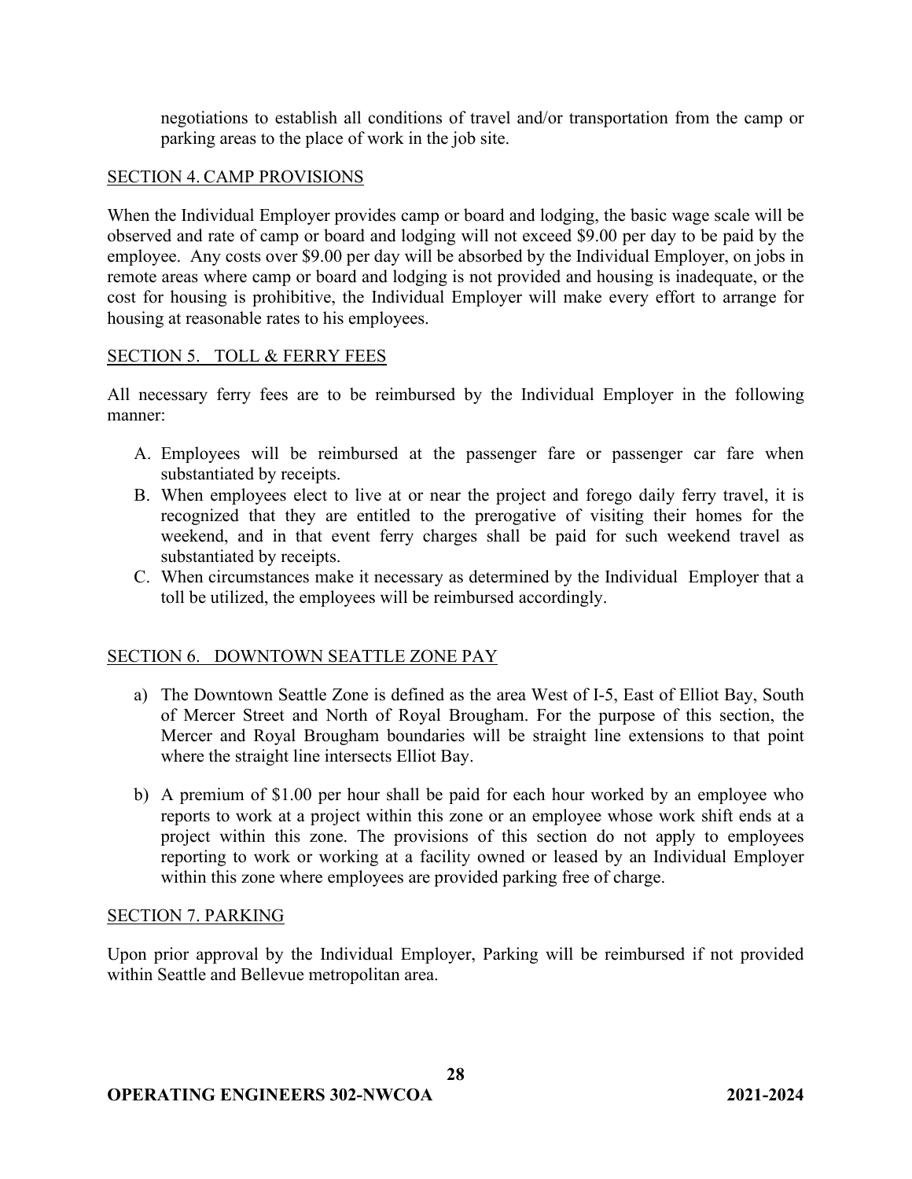negotiations to establish all conditions of travel and/or transportation from the camp or parking areas to the place of work in the job site.

## SECTION 4. CAMP PROVISIONS

When the Individual Employer provides camp or board and lodging, the basic wage scale will be observed and rate of camp or board and lodging will not exceed $9.00 per day to be paid by the employee. Any costs over $9.00 per day will be absorbed by the Individual Employer, on jobs in remote areas where camp or board and lodging is not provided and housing is inadequate, or the cost for housing is prohibitive, the Individual Employer will make every effort to arrange for housing at reasonable rates to his employees.

## SECTION 5. TOLL & FERRY FEES

All necessary ferry fees are to be reimbursed by the Individual Employer in the following manner:

A. Employees will be reimbursed at the passenger fare or passenger car fare when substantiated by receipts.
B. When employees elect to live at or near the project and forego daily ferry travel, it is recognized that they are entitled to the prerogative of visiting their homes for the weekend, and in that event ferry charges shall be paid for such weekend travel as substantiated by receipts.
C. When circumstances make it necessary as determined by the Individual Employer that a toll be utilized, the employees will be reimbursed accordingly.

## SECTION 6. DOWNTOWN SEATTLE ZONE PAY

a) The Downtown Seattle Zone is defined as the area West of I-5, East of Elliot Bay, South of Mercer Street and North of Royal Brougham. For the purpose of this section, the Mercer and Royal Brougham boundaries will be straight line extensions to that point where the straight line intersects Elliot Bay.

b) A premium of $1.00 per hour shall be paid for each hour worked by an employee who reports to work at a project within this zone or an employee whose work shift ends at a project within this zone. The provisions of this section do not apply to employees reporting to work or working at a facility owned or leased by an Individual Employer within this zone where employees are provided parking free of charge.

## SECTION 7. PARKING

Upon prior approval by the Individual Employer, Parking will be reimbursed if not provided within Seattle and Bellevue metropolitan area.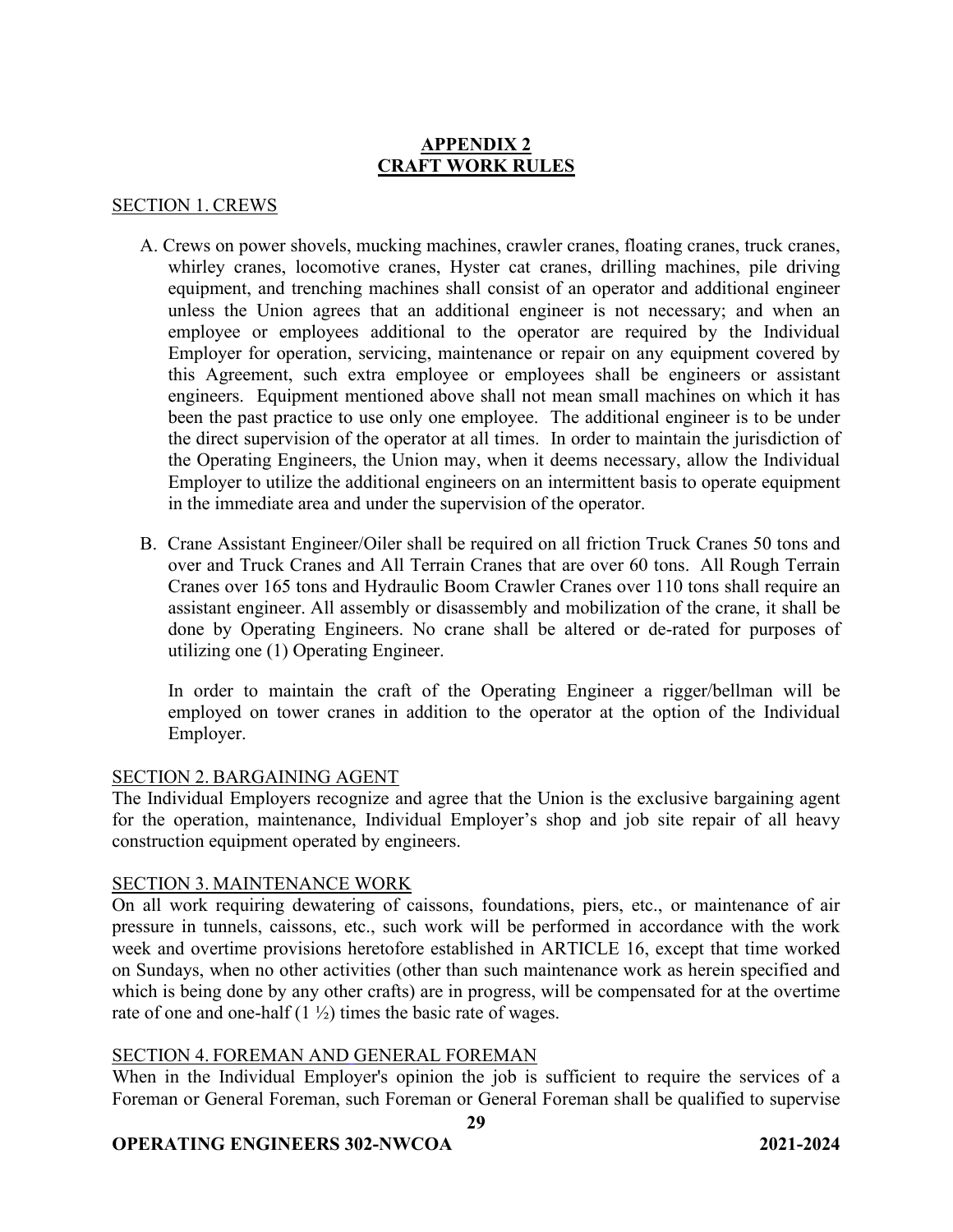# APPENDIX 2
# CRAFT WORK RULES

## SECTION 1. CREWS

A. Crews on power shovels, mucking machines, crawler cranes, floating cranes, truck cranes, whirley cranes, locomotive cranes, Hyster cat cranes, drilling machines, pile driving equipment, and trenching machines shall consist of an operator and additional engineer unless the Union agrees that an additional engineer is not necessary; and when an employee or employees additional to the operator are required by the Individual Employer for operation, servicing, maintenance or repair on any equipment covered by this Agreement, such extra employee or employees shall be engineers or assistant engineers. Equipment mentioned above shall not mean small machines on which it has been the past practice to use only one employee. The additional engineer is to be under the direct supervision of the operator at all times. In order to maintain the jurisdiction of the Operating Engineers, the Union may, when it deems necessary, allow the Individual Employer to utilize the additional engineers on an intermittent basis to operate equipment in the immediate area and under the supervision of the operator.

B. Crane Assistant Engineer/Oiler shall be required on all friction Truck Cranes 50 tons and over and Truck Cranes and All Terrain Cranes that are over 60 tons. All Rough Terrain Cranes over 165 tons and Hydraulic Boom Crawler Cranes over 110 tons shall require an assistant engineer. All assembly or disassembly and mobilization of the crane, it shall be done by Operating Engineers. No crane shall be altered or de-rated for purposes of utilizing one (1) Operating Engineer.

   In order to maintain the craft of the Operating Engineer a rigger/bellman will be employed on tower cranes in addition to the operator at the option of the Individual Employer.

## SECTION 2. BARGAINING AGENT

The Individual Employers recognize and agree that the Union is the exclusive bargaining agent for the operation, maintenance, Individual Employer's shop and job site repair of all heavy construction equipment operated by engineers.

## SECTION 3. MAINTENANCE WORK

On all work requiring dewatering of caissons, foundations, piers, etc., or maintenance of air pressure in tunnels, caissons, etc., such work will be performed in accordance with the work week and overtime provisions heretofore established in ARTICLE 16, except that time worked on Sundays, when no other activities (other than such maintenance work as herein specified and which is being done by any other crafts) are in progress, will be compensated for at the overtime rate of one and one-half (1 ½) times the basic rate of wages.

## SECTION 4. FOREMAN AND GENERAL FOREMAN

When in the Individual Employer's opinion the job is sufficient to require the services of a Foreman or General Foreman, such Foreman or General Foreman shall be qualified to supervise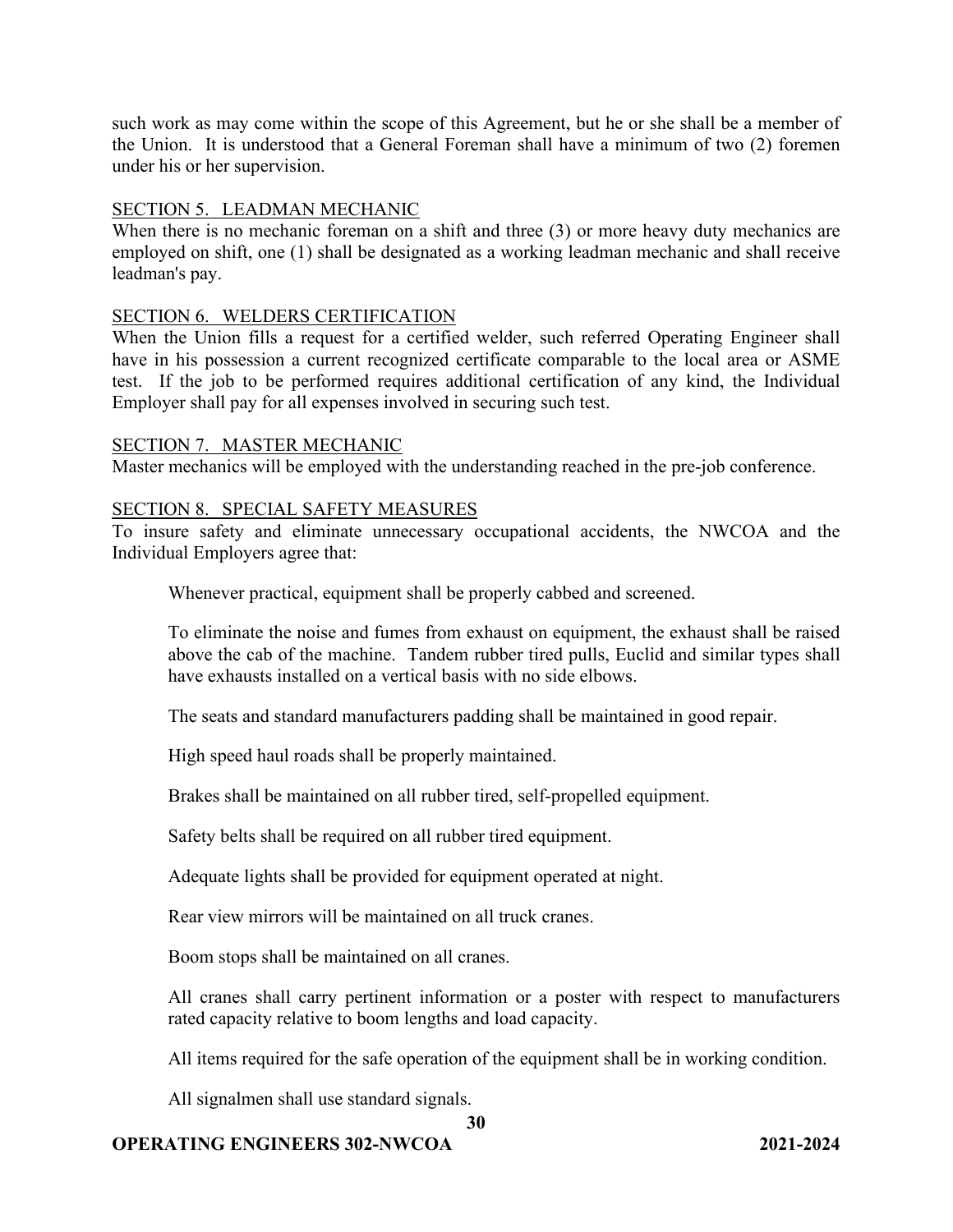such work as may come within the scope of this Agreement, but he or she shall be a member of the Union. It is understood that a General Foreman shall have a minimum of two (2) foremen under his or her supervision.

## SECTION 5. LEADMAN MECHANIC

When there is no mechanic foreman on a shift and three (3) or more heavy duty mechanics are employed on shift, one (1) shall be designated as a working leadman mechanic and shall receive leadman's pay.

## SECTION 6. WELDERS CERTIFICATION

When the Union fills a request for a certified welder, such referred Operating Engineer shall have in his possession a current recognized certificate comparable to the local area or ASME test. If the job to be performed requires additional certification of any kind, the Individual Employer shall pay for all expenses involved in securing such test.

## SECTION 7. MASTER MECHANIC

Master mechanics will be employed with the understanding reached in the pre-job conference.

## SECTION 8. SPECIAL SAFETY MEASURES

To insure safety and eliminate unnecessary occupational accidents, the NWCOA and the Individual Employers agree that:

Whenever practical, equipment shall be properly cabbed and screened.

To eliminate the noise and fumes from exhaust on equipment, the exhaust shall be raised above the cab of the machine. Tandem rubber tired pulls, Euclid and similar types shall have exhausts installed on a vertical basis with no side elbows.

The seats and standard manufacturers padding shall be maintained in good repair.

High speed haul roads shall be properly maintained.

Brakes shall be maintained on all rubber tired, self-propelled equipment.

Safety belts shall be required on all rubber tired equipment.

Adequate lights shall be provided for equipment operated at night.

Rear view mirrors will be maintained on all truck cranes.

Boom stops shall be maintained on all cranes.

All cranes shall carry pertinent information or a poster with respect to manufacturers rated capacity relative to boom lengths and load capacity.

All items required for the safe operation of the equipment shall be in working condition.

All signalmen shall use standard signals.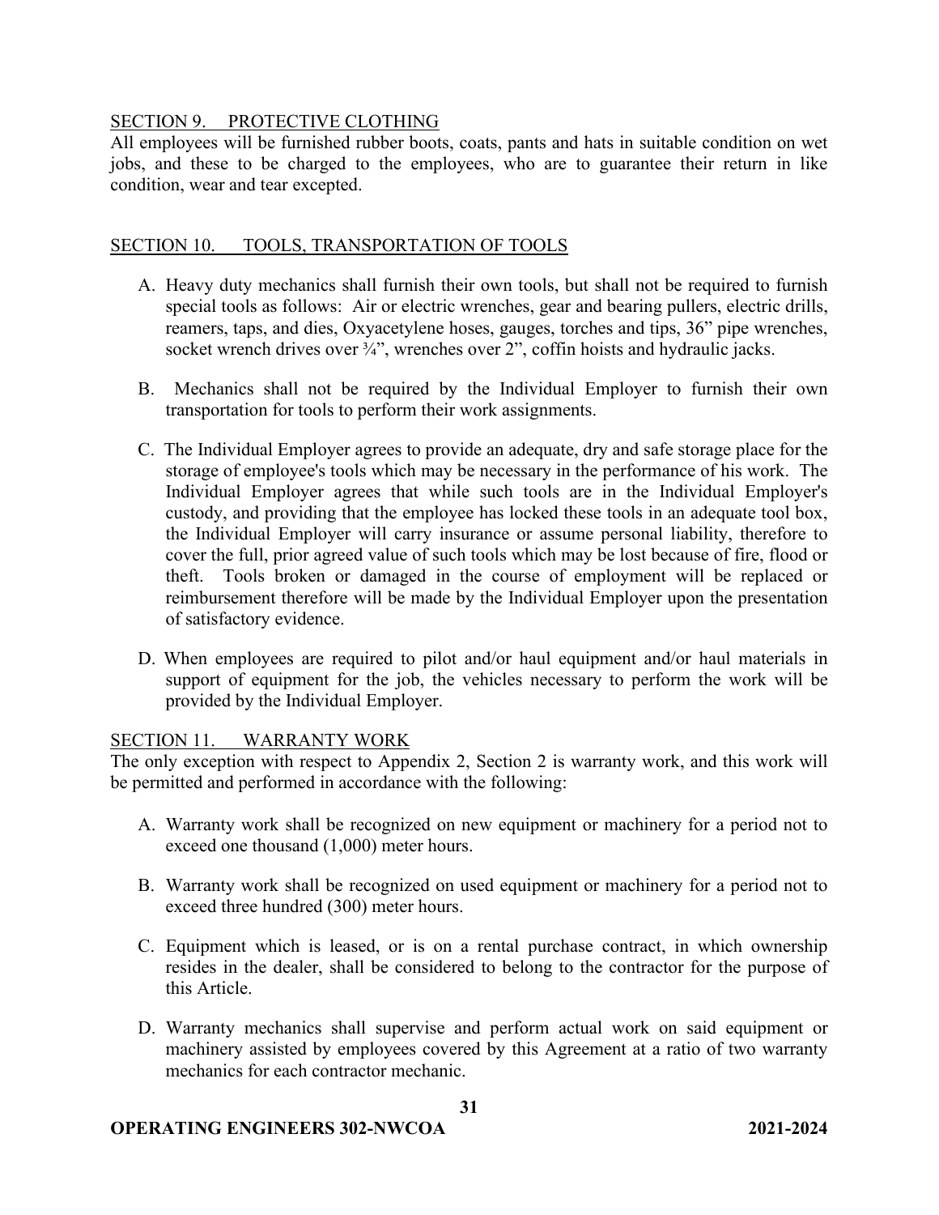## SECTION 9. PROTECTIVE CLOTHING

All employees will be furnished rubber boots, coats, pants and hats in suitable condition on wet jobs, and these to be charged to the employees, who are to guarantee their return in like condition, wear and tear excepted.

## SECTION 10. TOOLS, TRANSPORTATION OF TOOLS

A. Heavy duty mechanics shall furnish their own tools, but shall not be required to furnish special tools as follows: Air or electric wrenches, gear and bearing pullers, electric drills, reamers, taps, and dies, Oxyacetylene hoses, gauges, torches and tips, 36" pipe wrenches, socket wrench drives over ¾", wrenches over 2", coffin hoists and hydraulic jacks.

B. Mechanics shall not be required by the Individual Employer to furnish their own transportation for tools to perform their work assignments.

C. The Individual Employer agrees to provide an adequate, dry and safe storage place for the storage of employee's tools which may be necessary in the performance of his work. The Individual Employer agrees that while such tools are in the Individual Employer's custody, and providing that the employee has locked these tools in an adequate tool box, the Individual Employer will carry insurance or assume personal liability, therefore to cover the full, prior agreed value of such tools which may be lost because of fire, flood or theft. Tools broken or damaged in the course of employment will be replaced or reimbursement therefore will be made by the Individual Employer upon the presentation of satisfactory evidence.

D. When employees are required to pilot and/or haul equipment and/or haul materials in support of equipment for the job, the vehicles necessary to perform the work will be provided by the Individual Employer.

## SECTION 11. WARRANTY WORK

The only exception with respect to Appendix 2, Section 2 is warranty work, and this work will be permitted and performed in accordance with the following:

A. Warranty work shall be recognized on new equipment or machinery for a period not to exceed one thousand (1,000) meter hours.

B. Warranty work shall be recognized on used equipment or machinery for a period not to exceed three hundred (300) meter hours.

C. Equipment which is leased, or is on a rental purchase contract, in which ownership resides in the dealer, shall be considered to belong to the contractor for the purpose of this Article.

D. Warranty mechanics shall supervise and perform actual work on said equipment or machinery assisted by employees covered by this Agreement at a ratio of two warranty mechanics for each contractor mechanic.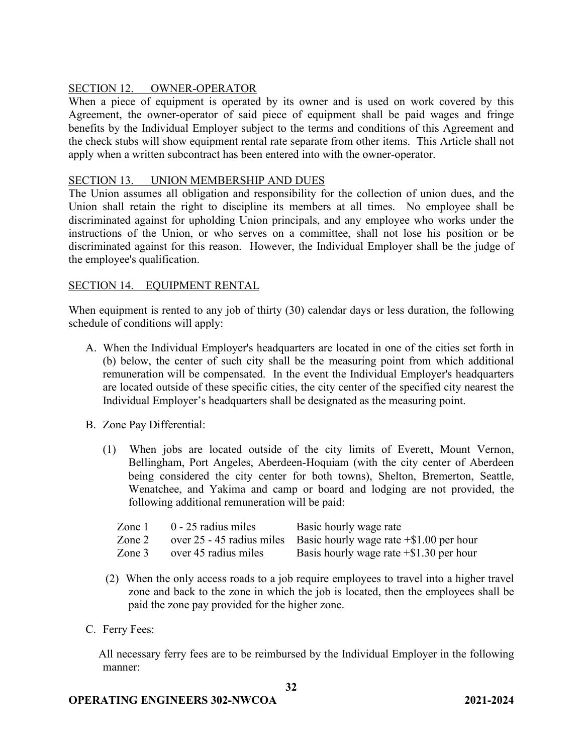## SECTION 12. OWNER-OPERATOR

When a piece of equipment is operated by its owner and is used on work covered by this Agreement, the owner-operator of said piece of equipment shall be paid wages and fringe benefits by the Individual Employer subject to the terms and conditions of this Agreement and the check stubs will show equipment rental rate separate from other items. This Article shall not apply when a written subcontract has been entered into with the owner-operator.

## SECTION 13. UNION MEMBERSHIP AND DUES

The Union assumes all obligation and responsibility for the collection of union dues, and the Union shall retain the right to discipline its members at all times. No employee shall be discriminated against for upholding Union principals, and any employee who works under the instructions of the Union, or who serves on a committee, shall not lose his position or be discriminated against for this reason. However, the Individual Employer shall be the judge of the employee's qualification.

## SECTION 14. EQUIPMENT RENTAL

When equipment is rented to any job of thirty (30) calendar days or less duration, the following schedule of conditions will apply:

A. When the Individual Employer's headquarters are located in one of the cities set forth in (b) below, the center of such city shall be the measuring point from which additional remuneration will be compensated. In the event the Individual Employer's headquarters are located outside of these specific cities, the city center of the specified city nearest the Individual Employer's headquarters shall be designated as the measuring point.

B. Zone Pay Differential:

   (1) When jobs are located outside of the city limits of Everett, Mount Vernon, Bellingham, Port Angeles, Aberdeen-Hoquiam (with the city center of Aberdeen being considered the city center for both towns), Shelton, Bremerton, Seattle, Wenatchee, and Yakima and camp or board and lodging are not provided, the following additional remuneration will be paid:

| | | |
|---|---|---|
| Zone 1 | 0 - 25 radius miles | Basic hourly wage rate |
| Zone 2 | over 25 - 45 radius miles | Basic hourly wage rate +$1.00 per hour |
| Zone 3 | over 45 radius miles | Basis hourly wage rate +$1.30 per hour |

   (2) When the only access roads to a job require employees to travel into a higher travel zone and back to the zone in which the job is located, then the employees shall be paid the zone pay provided for the higher zone.

C. Ferry Fees:

   All necessary ferry fees are to be reimbursed by the Individual Employer in the following manner: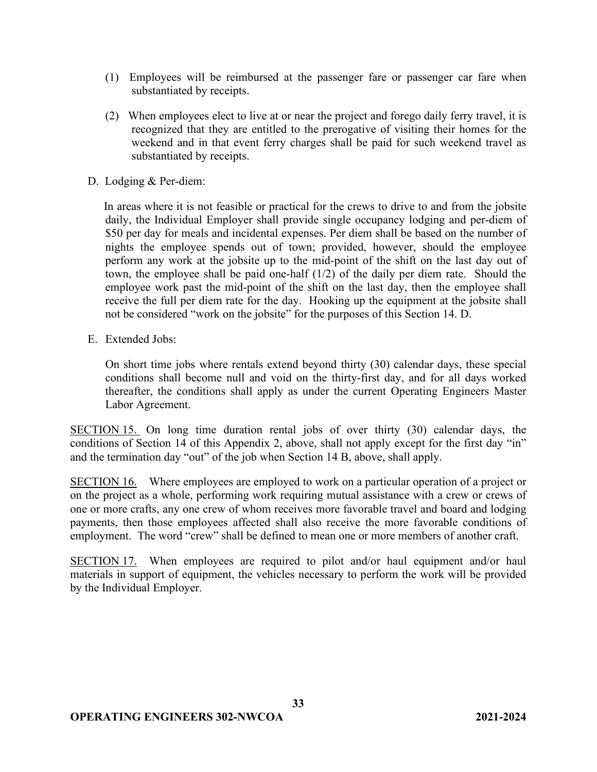(1) Employees will be reimbursed at the passenger fare or passenger car fare when substantiated by receipts.

(2) When employees elect to live at or near the project and forego daily ferry travel, it is recognized that they are entitled to the prerogative of visiting their homes for the weekend and in that event ferry charges shall be paid for such weekend travel as substantiated by receipts.

D. Lodging & Per-diem:

In areas where it is not feasible or practical for the crews to drive to and from the jobsite daily, the Individual Employer shall provide single occupancy lodging and per-diem of $50 per day for meals and incidental expenses. Per diem shall be based on the number of nights the employee spends out of town; provided, however, should the employee perform any work at the jobsite up to the mid-point of the shift on the last day out of town, the employee shall be paid one-half (1/2) of the daily per diem rate. Should the employee work past the mid-point of the shift on the last day, then the employee shall receive the full per diem rate for the day. Hooking up the equipment at the jobsite shall not be considered "work on the jobsite" for the purposes of this Section 14. D.

E. Extended Jobs:

On short time jobs where rentals extend beyond thirty (30) calendar days, these special conditions shall become null and void on the thirty-first day, and for all days worked thereafter, the conditions shall apply as under the current Operating Engineers Master Labor Agreement.

SECTION 15. On long time duration rental jobs of over thirty (30) calendar days, the conditions of Section 14 of this Appendix 2, above, shall not apply except for the first day "in" and the termination day "out" of the job when Section 14 B, above, shall apply.

SECTION 16. Where employees are employed to work on a particular operation of a project or on the project as a whole, performing work requiring mutual assistance with a crew or crews of one or more crafts, any one crew of whom receives more favorable travel and board and lodging payments, then those employees affected shall also receive the more favorable conditions of employment. The word "crew" shall be defined to mean one or more members of another craft.

SECTION 17. When employees are required to pilot and/or haul equipment and/or haul materials in support of equipment, the vehicles necessary to perform the work will be provided by the Individual Employer.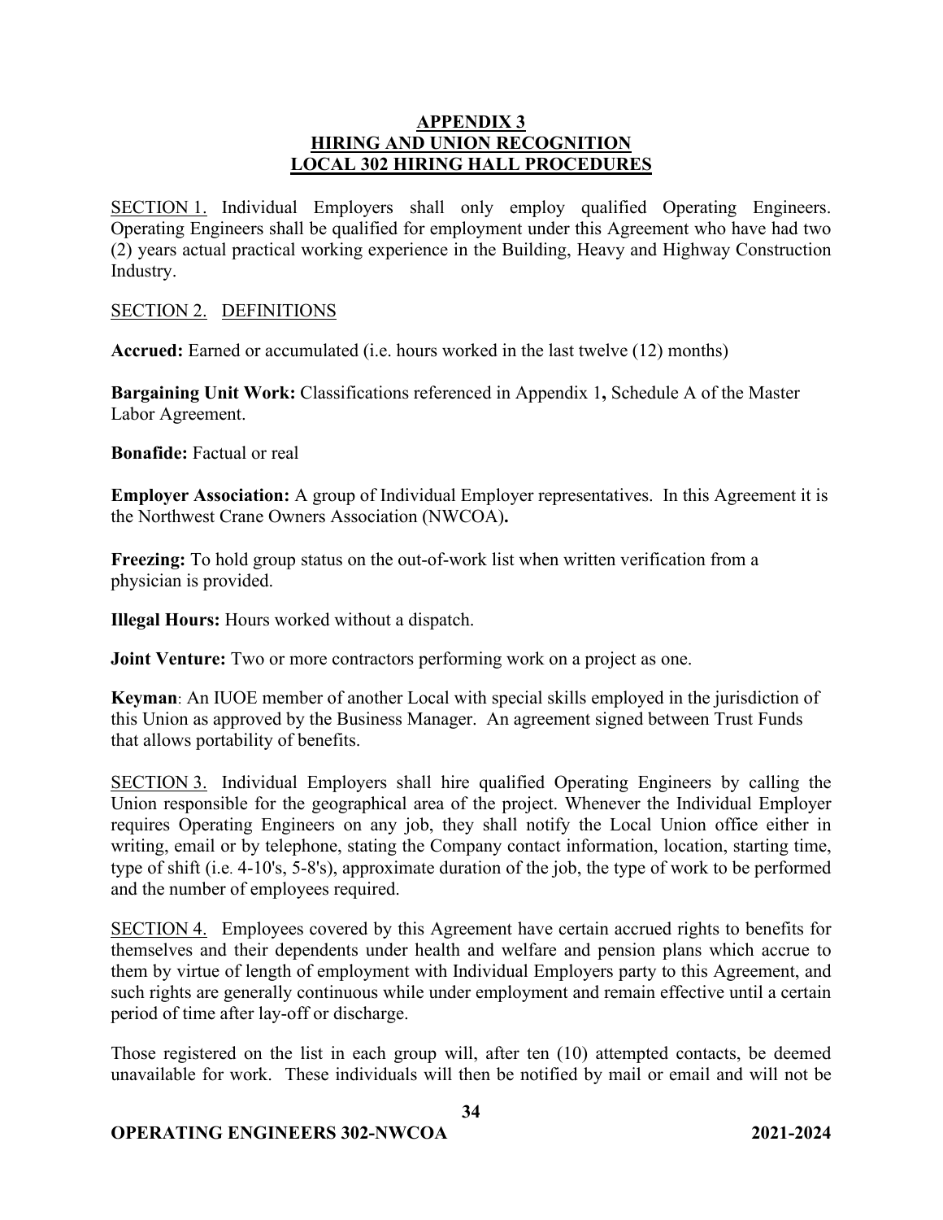## APPENDIX 3
## HIRING AND UNION RECOGNITION
## LOCAL 302 HIRING HALL PROCEDURES

SECTION 1. Individual Employers shall only employ qualified Operating Engineers. Operating Engineers shall be qualified for employment under this Agreement who have had two (2) years actual practical working experience in the Building, Heavy and Highway Construction Industry.

SECTION 2. DEFINITIONS

**Accrued:** Earned or accumulated (i.e. hours worked in the last twelve (12) months)

**Bargaining Unit Work:** Classifications referenced in Appendix 1**,** Schedule A of the Master Labor Agreement.

**Bonafide:** Factual or real

**Employer Association:** A group of Individual Employer representatives. In this Agreement it is the Northwest Crane Owners Association (NWCOA)**.**

**Freezing:** To hold group status on the out-of-work list when written verification from a physician is provided.

**Illegal Hours:** Hours worked without a dispatch.

**Joint Venture:** Two or more contractors performing work on a project as one.

**Keyman**: An IUOE member of another Local with special skills employed in the jurisdiction of this Union as approved by the Business Manager. An agreement signed between Trust Funds that allows portability of benefits.

SECTION 3. Individual Employers shall hire qualified Operating Engineers by calling the Union responsible for the geographical area of the project. Whenever the Individual Employer requires Operating Engineers on any job, they shall notify the Local Union office either in writing, email or by telephone, stating the Company contact information, location, starting time, type of shift (i.e. 4-10's, 5-8's), approximate duration of the job, the type of work to be performed and the number of employees required.

SECTION 4. Employees covered by this Agreement have certain accrued rights to benefits for themselves and their dependents under health and welfare and pension plans which accrue to them by virtue of length of employment with Individual Employers party to this Agreement, and such rights are generally continuous while under employment and remain effective until a certain period of time after lay-off or discharge.

Those registered on the list in each group will, after ten (10) attempted contacts, be deemed unavailable for work. These individuals will then be notified by mail or email and will not be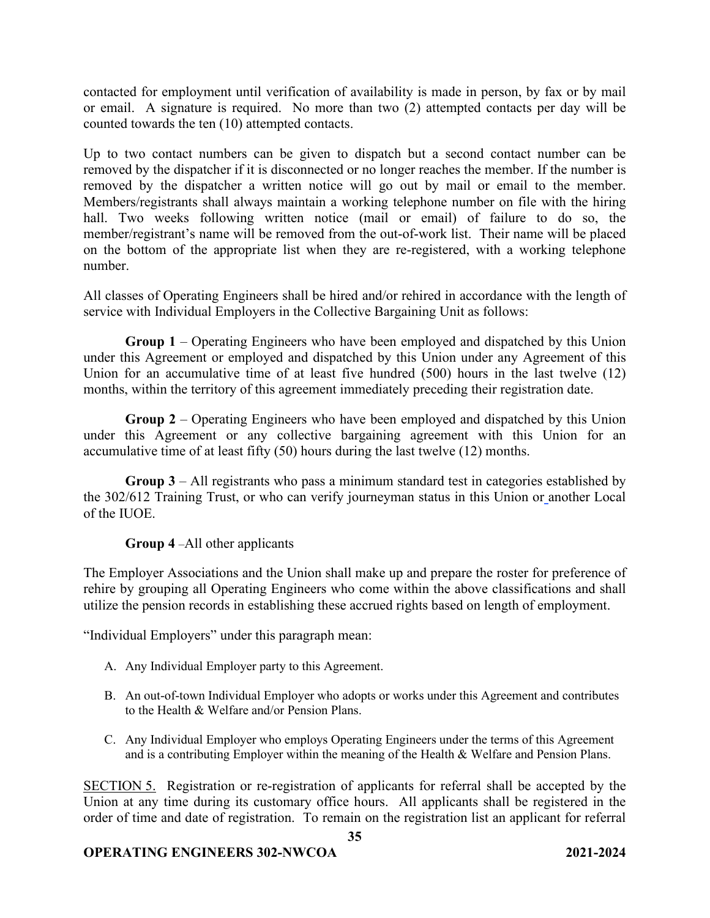contacted for employment until verification of availability is made in person, by fax or by mail or email. A signature is required. No more than two (2) attempted contacts per day will be counted towards the ten (10) attempted contacts.

Up to two contact numbers can be given to dispatch but a second contact number can be removed by the dispatcher if it is disconnected or no longer reaches the member. If the number is removed by the dispatcher a written notice will go out by mail or email to the member. Members/registrants shall always maintain a working telephone number on file with the hiring hall. Two weeks following written notice (mail or email) of failure to do so, the member/registrant's name will be removed from the out-of-work list. Their name will be placed on the bottom of the appropriate list when they are re-registered, with a working telephone number.

All classes of Operating Engineers shall be hired and/or rehired in accordance with the length of service with Individual Employers in the Collective Bargaining Unit as follows:

**Group 1** – Operating Engineers who have been employed and dispatched by this Union under this Agreement or employed and dispatched by this Union under any Agreement of this Union for an accumulative time of at least five hundred (500) hours in the last twelve (12) months, within the territory of this agreement immediately preceding their registration date.

**Group 2** – Operating Engineers who have been employed and dispatched by this Union under this Agreement or any collective bargaining agreement with this Union for an accumulative time of at least fifty (50) hours during the last twelve (12) months.

**Group 3** – All registrants who pass a minimum standard test in categories established by the 302/612 Training Trust, or who can verify journeyman status in this Union or another Local of the IUOE.

**Group 4** –All other applicants

The Employer Associations and the Union shall make up and prepare the roster for preference of rehire by grouping all Operating Engineers who come within the above classifications and shall utilize the pension records in establishing these accrued rights based on length of employment.

"Individual Employers" under this paragraph mean:

A. Any Individual Employer party to this Agreement.

B. An out-of-town Individual Employer who adopts or works under this Agreement and contributes to the Health & Welfare and/or Pension Plans.

C. Any Individual Employer who employs Operating Engineers under the terms of this Agreement and is a contributing Employer within the meaning of the Health & Welfare and Pension Plans.

SECTION 5. Registration or re-registration of applicants for referral shall be accepted by the Union at any time during its customary office hours. All applicants shall be registered in the order of time and date of registration. To remain on the registration list an applicant for referral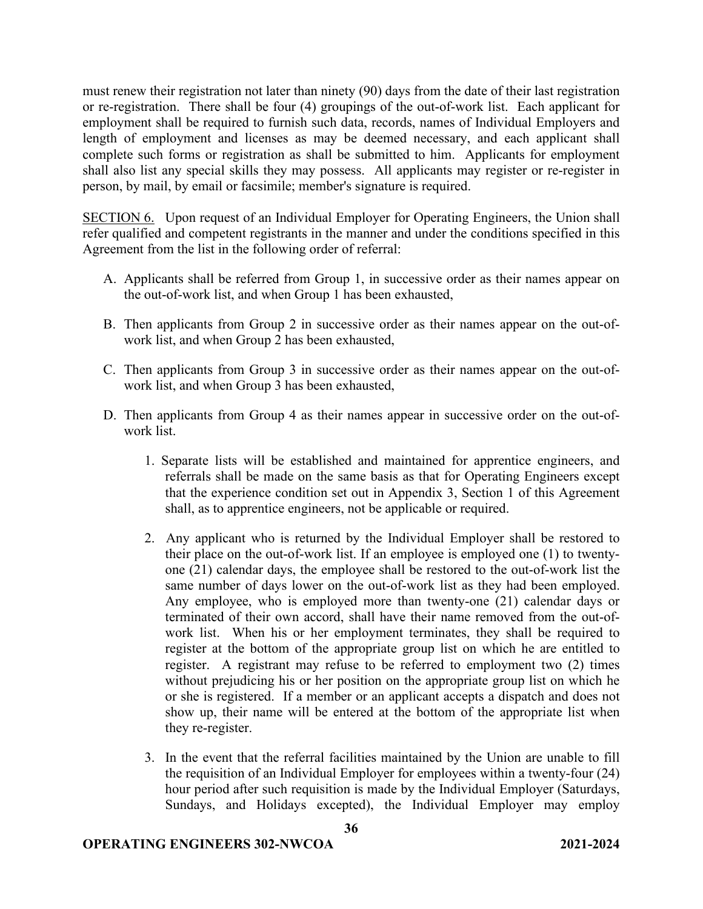must renew their registration not later than ninety (90) days from the date of their last registration or re-registration. There shall be four (4) groupings of the out-of-work list. Each applicant for employment shall be required to furnish such data, records, names of Individual Employers and length of employment and licenses as may be deemed necessary, and each applicant shall complete such forms or registration as shall be submitted to him. Applicants for employment shall also list any special skills they may possess. All applicants may register or re-register in person, by mail, by email or facsimile; member's signature is required.

SECTION 6. Upon request of an Individual Employer for Operating Engineers, the Union shall refer qualified and competent registrants in the manner and under the conditions specified in this Agreement from the list in the following order of referral:

A. Applicants shall be referred from Group 1, in successive order as their names appear on the out-of-work list, and when Group 1 has been exhausted,

B. Then applicants from Group 2 in successive order as their names appear on the out-of-work list, and when Group 2 has been exhausted,

C. Then applicants from Group 3 in successive order as their names appear on the out-of-work list, and when Group 3 has been exhausted,

D. Then applicants from Group 4 as their names appear in successive order on the out-of-work list.

1. Separate lists will be established and maintained for apprentice engineers, and referrals shall be made on the same basis as that for Operating Engineers except that the experience condition set out in Appendix 3, Section 1 of this Agreement shall, as to apprentice engineers, not be applicable or required.

2. Any applicant who is returned by the Individual Employer shall be restored to their place on the out-of-work list. If an employee is employed one (1) to twenty-one (21) calendar days, the employee shall be restored to the out-of-work list the same number of days lower on the out-of-work list as they had been employed. Any employee, who is employed more than twenty-one (21) calendar days or terminated of their own accord, shall have their name removed from the out-of-work list. When his or her employment terminates, they shall be required to register at the bottom of the appropriate group list on which he are entitled to register. A registrant may refuse to be referred to employment two (2) times without prejudicing his or her position on the appropriate group list on which he or she is registered. If a member or an applicant accepts a dispatch and does not show up, their name will be entered at the bottom of the appropriate list when they re-register.

3. In the event that the referral facilities maintained by the Union are unable to fill the requisition of an Individual Employer for employees within a twenty-four (24) hour period after such requisition is made by the Individual Employer (Saturdays, Sundays, and Holidays excepted), the Individual Employer may employ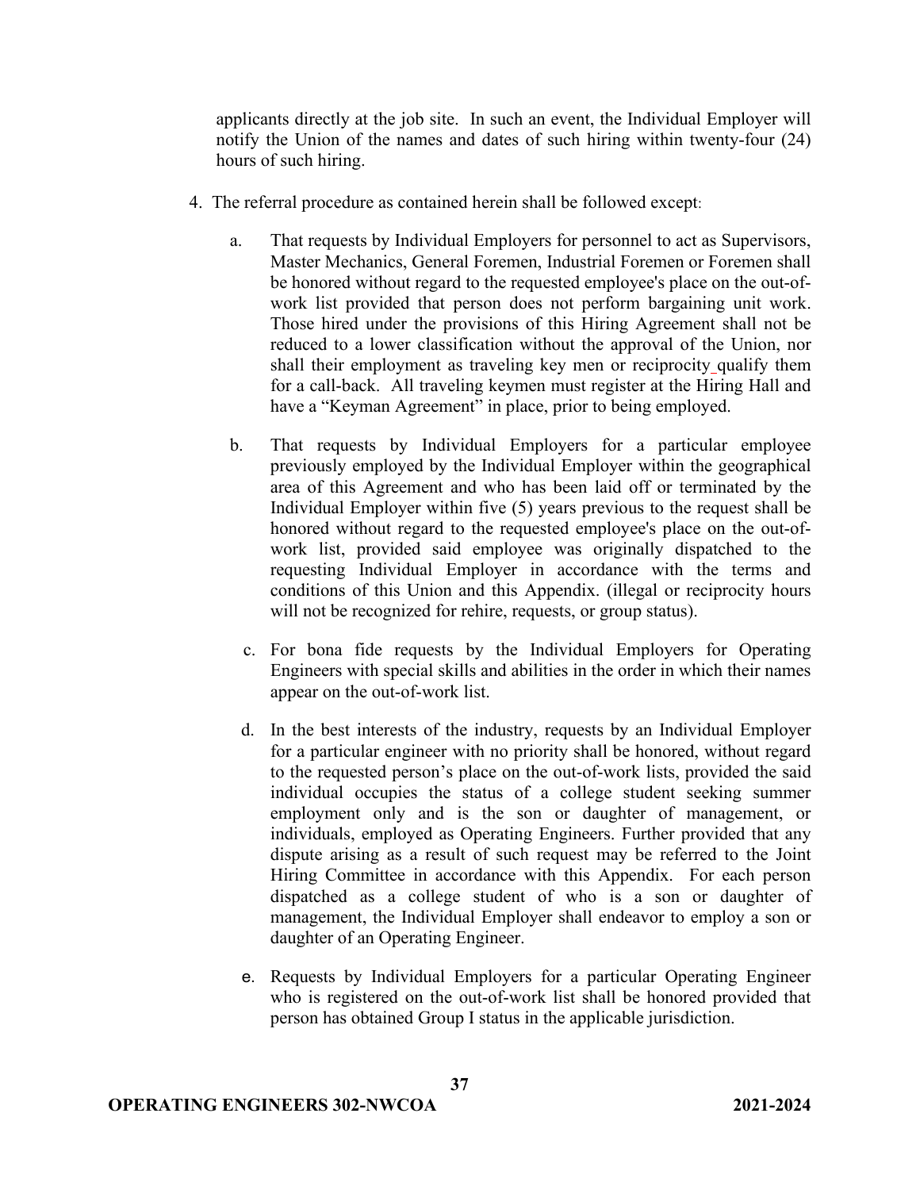applicants directly at the job site. In such an event, the Individual Employer will notify the Union of the names and dates of such hiring within twenty-four (24) hours of such hiring.

4. The referral procedure as contained herein shall be followed except:

   a. That requests by Individual Employers for personnel to act as Supervisors, Master Mechanics, General Foremen, Industrial Foremen or Foremen shall be honored without regard to the requested employee's place on the out-of-work list provided that person does not perform bargaining unit work. Those hired under the provisions of this Hiring Agreement shall not be reduced to a lower classification without the approval of the Union, nor shall their employment as traveling key men or reciprocity qualify them for a call-back. All traveling keymen must register at the Hiring Hall and have a "Keyman Agreement" in place, prior to being employed.

   b. That requests by Individual Employers for a particular employee previously employed by the Individual Employer within the geographical area of this Agreement and who has been laid off or terminated by the Individual Employer within five (5) years previous to the request shall be honored without regard to the requested employee's place on the out-of-work list, provided said employee was originally dispatched to the requesting Individual Employer in accordance with the terms and conditions of this Union and this Appendix. (illegal or reciprocity hours will not be recognized for rehire, requests, or group status).

   c. For bona fide requests by the Individual Employers for Operating Engineers with special skills and abilities in the order in which their names appear on the out-of-work list.

   d. In the best interests of the industry, requests by an Individual Employer for a particular engineer with no priority shall be honored, without regard to the requested person's place on the out-of-work lists, provided the said individual occupies the status of a college student seeking summer employment only and is the son or daughter of management, or individuals, employed as Operating Engineers. Further provided that any dispute arising as a result of such request may be referred to the Joint Hiring Committee in accordance with this Appendix. For each person dispatched as a college student of who is a son or daughter of management, the Individual Employer shall endeavor to employ a son or daughter of an Operating Engineer.

   e. Requests by Individual Employers for a particular Operating Engineer who is registered on the out-of-work list shall be honored provided that person has obtained Group I status in the applicable jurisdiction.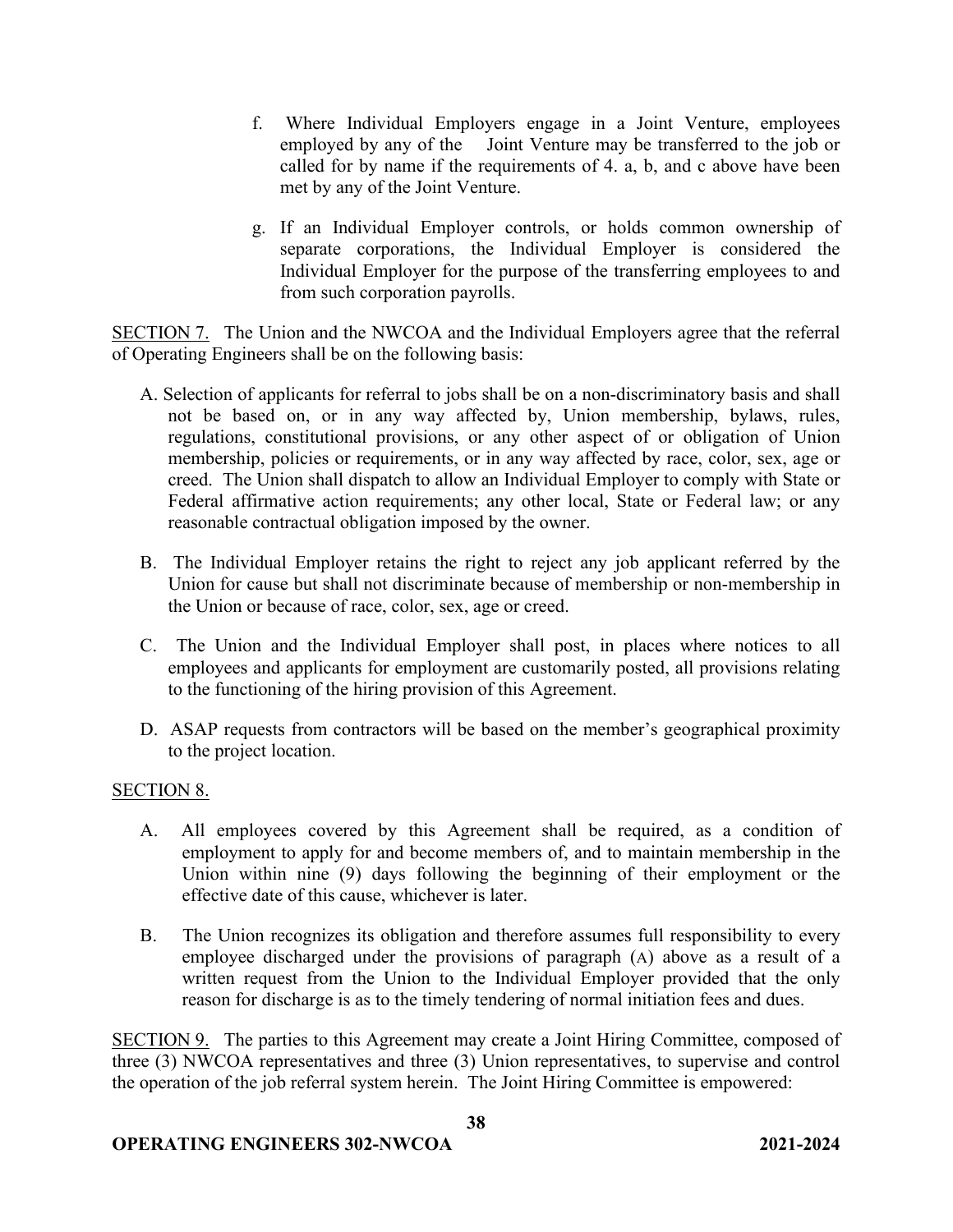f. Where Individual Employers engage in a Joint Venture, employees employed by any of the Joint Venture may be transferred to the job or called for by name if the requirements of 4. a, b, and c above have been met by any of the Joint Venture.

g. If an Individual Employer controls, or holds common ownership of separate corporations, the Individual Employer is considered the Individual Employer for the purpose of the transferring employees to and from such corporation payrolls.

<u>SECTION 7.</u> The Union and the NWCOA and the Individual Employers agree that the referral of Operating Engineers shall be on the following basis:

A. Selection of applicants for referral to jobs shall be on a non-discriminatory basis and shall not be based on, or in any way affected by, Union membership, bylaws, rules, regulations, constitutional provisions, or any other aspect of or obligation of Union membership, policies or requirements, or in any way affected by race, color, sex, age or creed. The Union shall dispatch to allow an Individual Employer to comply with State or Federal affirmative action requirements; any other local, State or Federal law; or any reasonable contractual obligation imposed by the owner.

B. The Individual Employer retains the right to reject any job applicant referred by the Union for cause but shall not discriminate because of membership or non-membership in the Union or because of race, color, sex, age or creed.

C. The Union and the Individual Employer shall post, in places where notices to all employees and applicants for employment are customarily posted, all provisions relating to the functioning of the hiring provision of this Agreement.

D. ASAP requests from contractors will be based on the member's geographical proximity to the project location.

<u>SECTION 8.</u>

A. All employees covered by this Agreement shall be required, as a condition of employment to apply for and become members of, and to maintain membership in the Union within nine (9) days following the beginning of their employment or the effective date of this cause, whichever is later.

B. The Union recognizes its obligation and therefore assumes full responsibility to every employee discharged under the provisions of paragraph (A) above as a result of a written request from the Union to the Individual Employer provided that the only reason for discharge is as to the timely tendering of normal initiation fees and dues.

<u>SECTION 9.</u> The parties to this Agreement may create a Joint Hiring Committee, composed of three (3) NWCOA representatives and three (3) Union representatives, to supervise and control the operation of the job referral system herein. The Joint Hiring Committee is empowered: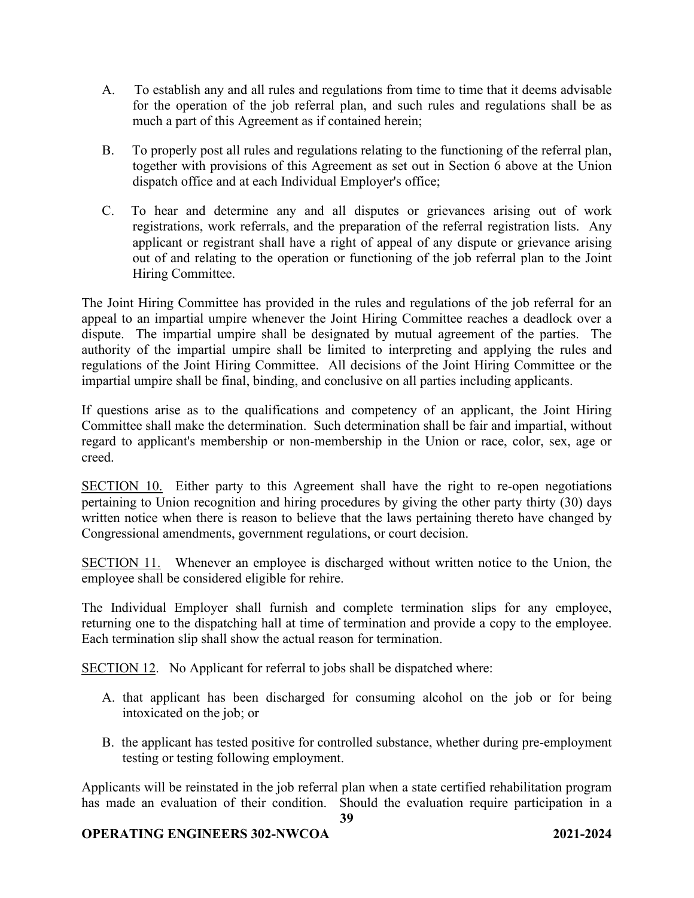A. To establish any and all rules and regulations from time to time that it deems advisable for the operation of the job referral plan, and such rules and regulations shall be as much a part of this Agreement as if contained herein;

B. To properly post all rules and regulations relating to the functioning of the referral plan, together with provisions of this Agreement as set out in Section 6 above at the Union dispatch office and at each Individual Employer's office;

C. To hear and determine any and all disputes or grievances arising out of work registrations, work referrals, and the preparation of the referral registration lists. Any applicant or registrant shall have a right of appeal of any dispute or grievance arising out of and relating to the operation or functioning of the job referral plan to the Joint Hiring Committee.

The Joint Hiring Committee has provided in the rules and regulations of the job referral for an appeal to an impartial umpire whenever the Joint Hiring Committee reaches a deadlock over a dispute. The impartial umpire shall be designated by mutual agreement of the parties. The authority of the impartial umpire shall be limited to interpreting and applying the rules and regulations of the Joint Hiring Committee. All decisions of the Joint Hiring Committee or the impartial umpire shall be final, binding, and conclusive on all parties including applicants.

If questions arise as to the qualifications and competency of an applicant, the Joint Hiring Committee shall make the determination. Such determination shall be fair and impartial, without regard to applicant's membership or non-membership in the Union or race, color, sex, age or creed.

<u>SECTION 10.</u> Either party to this Agreement shall have the right to re-open negotiations pertaining to Union recognition and hiring procedures by giving the other party thirty (30) days written notice when there is reason to believe that the laws pertaining thereto have changed by Congressional amendments, government regulations, or court decision.

<u>SECTION 11.</u> Whenever an employee is discharged without written notice to the Union, the employee shall be considered eligible for rehire.

The Individual Employer shall furnish and complete termination slips for any employee, returning one to the dispatching hall at time of termination and provide a copy to the employee. Each termination slip shall show the actual reason for termination.

<u>SECTION 12</u>. No Applicant for referral to jobs shall be dispatched where:

A. that applicant has been discharged for consuming alcohol on the job or for being intoxicated on the job; or

B. the applicant has tested positive for controlled substance, whether during pre-employment testing or testing following employment.

Applicants will be reinstated in the job referral plan when a state certified rehabilitation program has made an evaluation of their condition. Should the evaluation require participation in a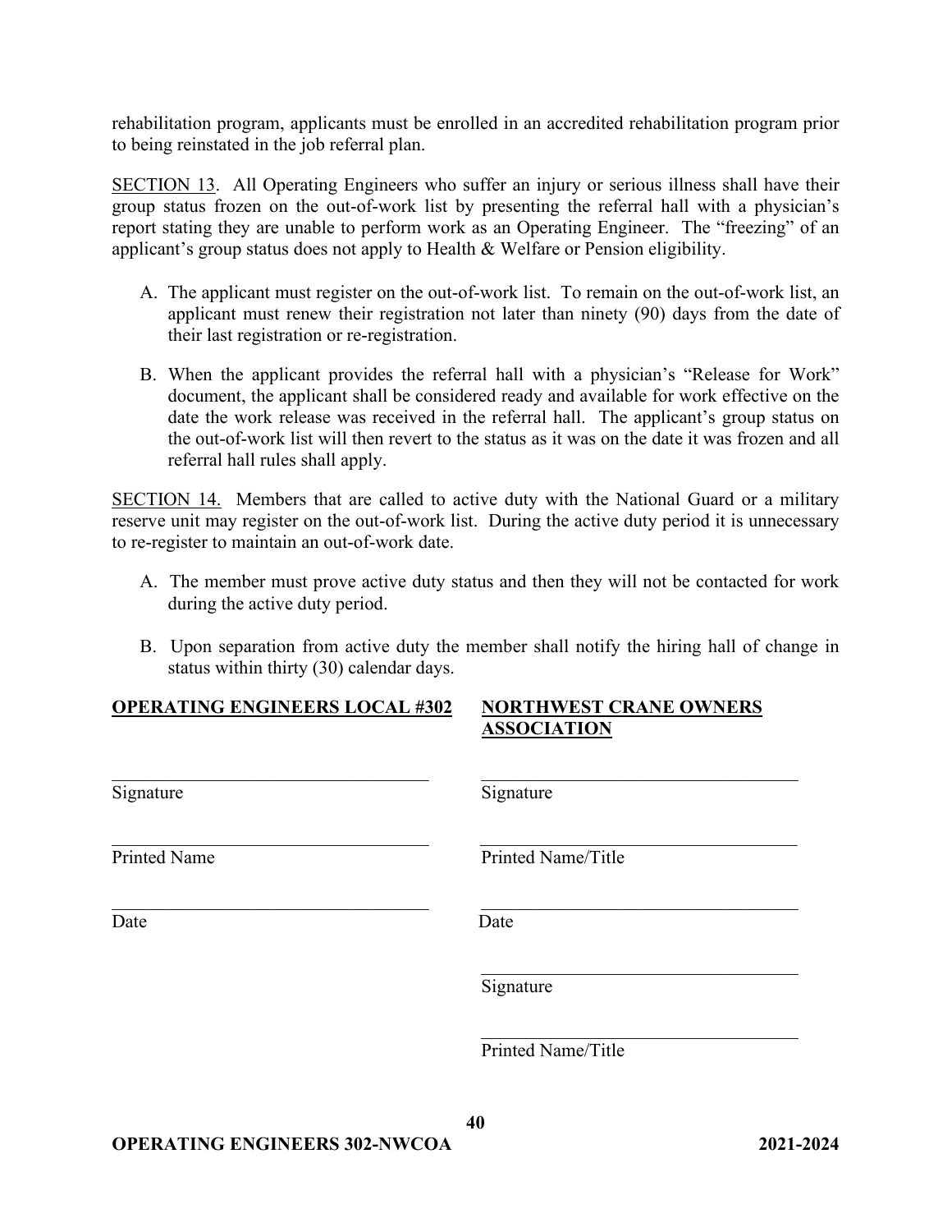rehabilitation program, applicants must be enrolled in an accredited rehabilitation program prior to being reinstated in the job referral plan.

SECTION 13. All Operating Engineers who suffer an injury or serious illness shall have their group status frozen on the out-of-work list by presenting the referral hall with a physician's report stating they are unable to perform work as an Operating Engineer. The "freezing" of an applicant's group status does not apply to Health & Welfare or Pension eligibility.

A. The applicant must register on the out-of-work list. To remain on the out-of-work list, an applicant must renew their registration not later than ninety (90) days from the date of their last registration or re-registration.

B. When the applicant provides the referral hall with a physician's "Release for Work" document, the applicant shall be considered ready and available for work effective on the date the work release was received in the referral hall. The applicant's group status on the out-of-work list will then revert to the status as it was on the date it was frozen and all referral hall rules shall apply.

SECTION 14. Members that are called to active duty with the National Guard or a military reserve unit may register on the out-of-work list. During the active duty period it is unnecessary to re-register to maintain an out-of-work date.

A. The member must prove active duty status and then they will not be contacted for work during the active duty period.

B. Upon separation from active duty the member shall notify the hiring hall of change in status within thirty (30) calendar days.

| **OPERATING ENGINEERS LOCAL #302** | **NORTHWEST CRANE OWNERS ASSOCIATION** |
|---|---|
| ______________________ | ______________________ |
| Signature | Signature |
| ______________________ | ______________________ |
| Printed Name | Printed Name/Title |
| ______________________ | ______________________ |
| Date | Date |
| | ______________________ |
| | Signature |
| | ______________________ |
| | Printed Name/Title |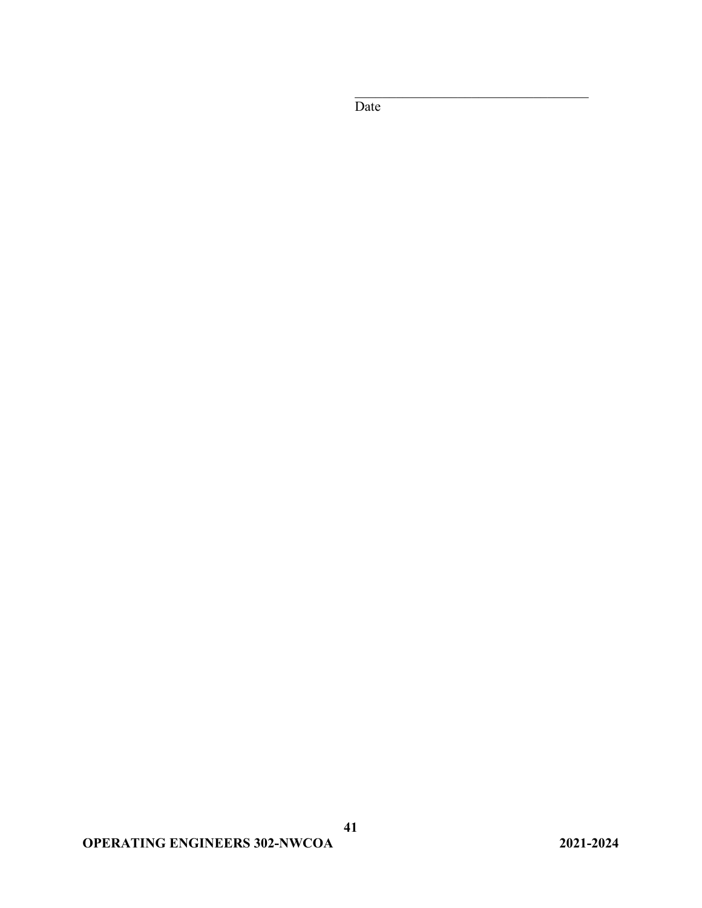\_\_\_\_\_\_\_\_\_\_\_\_\_\_\_\_\_\_\_\_\_\_\_\_\_\_\_\_\_\_\_\_\_\_\_\_

Date